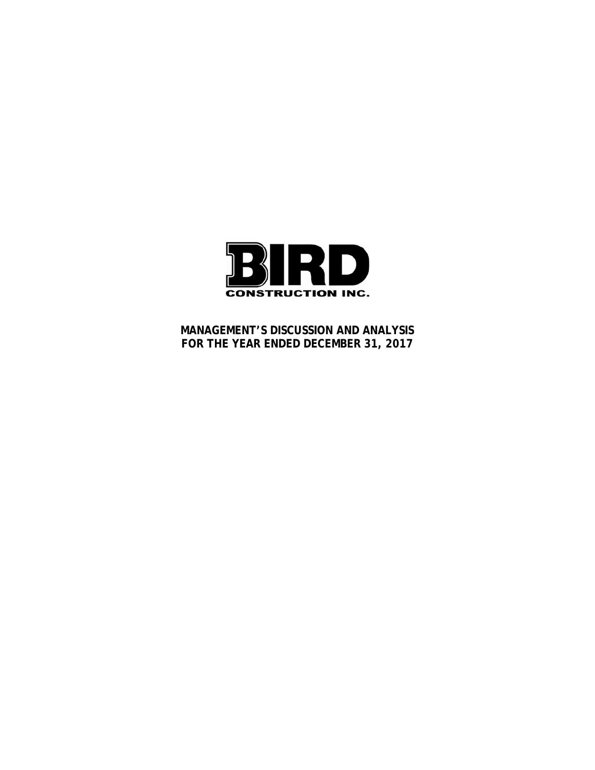# BIRD

CONSTRUCTION INC.

**MANAGEMENT'S DISCUSSION AND ANALYSIS**
**FOR THE YEAR ENDED DECEMBER 31, 2017**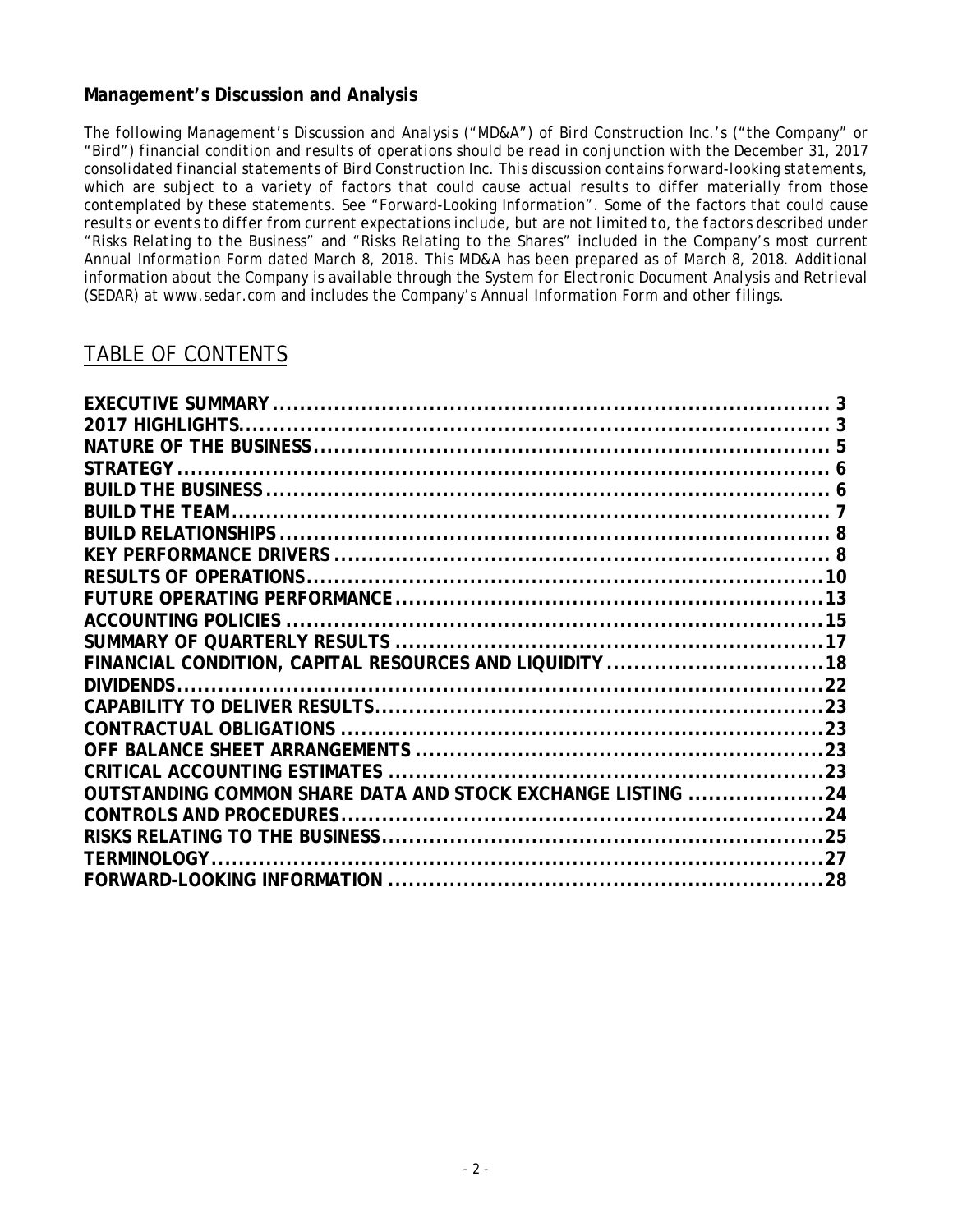**Management's Discussion and Analysis**

*The following Management's Discussion and Analysis ("MD&A") of Bird Construction Inc.'s ("the Company" or "Bird") financial condition and results of operations should be read in conjunction with the December 31, 2017 consolidated financial statements of Bird Construction Inc. This discussion contains forward-looking statements, which are subject to a variety of factors that could cause actual results to differ materially from those contemplated by these statements. See "Forward-Looking Information". Some of the factors that could cause results or events to differ from current expectations include, but are not limited to, the factors described under "Risks Relating to the Business" and "Risks Relating to the Shares" included in the Company's most current Annual Information Form dated March 8, 2018. This MD&A has been prepared as of March 8, 2018. Additional information about the Company is available through the System for Electronic Document Analysis and Retrieval (SEDAR) at www.sedar.com and includes the Company's Annual Information Form and other filings.*

## TABLE OF CONTENTS

| | |
|---|---|
| **EXECUTIVE SUMMARY** | **3** |
| **2017 HIGHLIGHTS** | **3** |
| **NATURE OF THE BUSINESS** | **5** |
| **STRATEGY** | **6** |
| **BUILD THE BUSINESS** | **6** |
| **BUILD THE TEAM** | **7** |
| **BUILD RELATIONSHIPS** | **8** |
| **KEY PERFORMANCE DRIVERS** | **8** |
| **RESULTS OF OPERATIONS** | **10** |
| **FUTURE OPERATING PERFORMANCE** | **13** |
| **ACCOUNTING POLICIES** | **15** |
| **SUMMARY OF QUARTERLY RESULTS** | **17** |
| **FINANCIAL CONDITION, CAPITAL RESOURCES AND LIQUIDITY** | **18** |
| **DIVIDENDS** | **22** |
| **CAPABILITY TO DELIVER RESULTS** | **23** |
| **CONTRACTUAL OBLIGATIONS** | **23** |
| **OFF BALANCE SHEET ARRANGEMENTS** | **23** |
| **CRITICAL ACCOUNTING ESTIMATES** | **23** |
| **OUTSTANDING COMMON SHARE DATA AND STOCK EXCHANGE LISTING** | **24** |
| **CONTROLS AND PROCEDURES** | **24** |
| **RISKS RELATING TO THE BUSINESS** | **25** |
| **TERMINOLOGY** | **27** |
| **FORWARD-LOOKING INFORMATION** | **28** |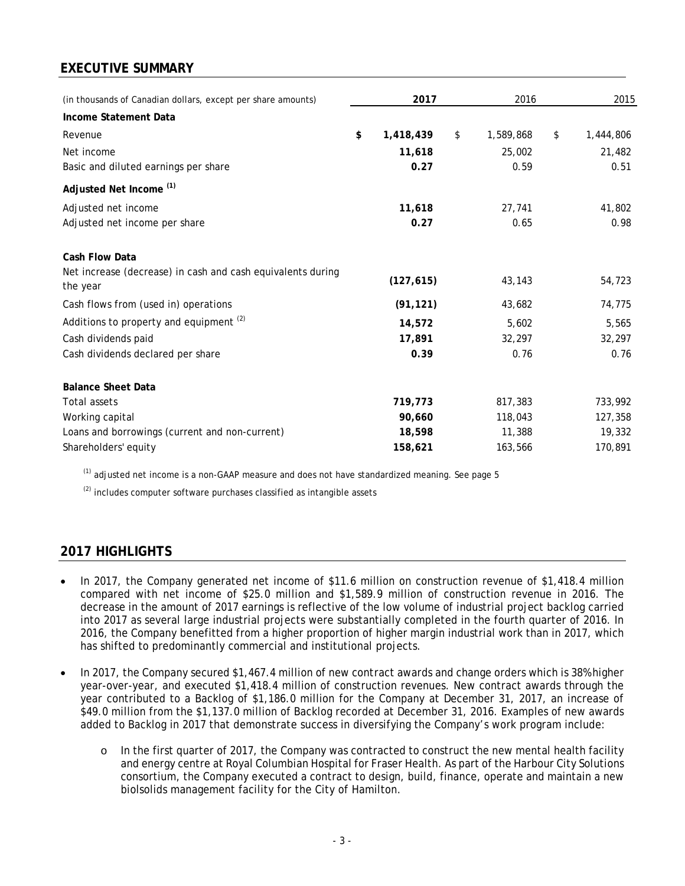## EXECUTIVE SUMMARY

| (in thousands of Canadian dollars, except per share amounts) | 2017 | 2016 | 2015 |
|---|---|---|---|
| **Income Statement Data** | | | |
| Revenue | **$ 1,418,439** | $ 1,589,868 | $ 1,444,806 |
| Net income | **11,618** | 25,002 | 21,482 |
| Basic and diluted earnings per share | **0.27** | 0.59 | 0.51 |
| **Adjusted Net Income [(1)]** | | | |
| Adjusted net income | **11,618** | 27,741 | 41,802 |
| Adjusted net income per share | **0.27** | 0.65 | 0.98 |
| **Cash Flow Data** | | | |
| Net increase (decrease) in cash and cash equivalents during the year | **(127,615)** | 43,143 | 54,723 |
| Cash flows from (used in) operations | **(91,121)** | 43,682 | 74,775 |
| Additions to property and equipment [(2)] | **14,572** | 5,602 | 5,565 |
| Cash dividends paid | **17,891** | 32,297 | 32,297 |
| Cash dividends declared per share | **0.39** | 0.76 | 0.76 |
| **Balance Sheet Data** | | | |
| Total assets | **719,773** | 817,383 | 733,992 |
| Working capital | **90,660** | 118,043 | 127,358 |
| Loans and borrowings (current and non-current) | **18,598** | 11,388 | 19,332 |
| Shareholders' equity | **158,621** | 163,566 | 170,891 |

[(1)] adjusted net income is a non-GAAP measure and does not have standardized meaning. See page 5

[(2)] includes computer software purchases classified as intangible assets

## 2017 HIGHLIGHTS

- In 2017, the Company generated net income of $11.6 million on construction revenue of $1,418.4 million compared with net income of $25.0 million and $1,589.9 million of construction revenue in 2016. The decrease in the amount of 2017 earnings is reflective of the low volume of industrial project backlog carried into 2017 as several large industrial projects were substantially completed in the fourth quarter of 2016. In 2016, the Company benefitted from a higher proportion of higher margin industrial work than in 2017, which has shifted to predominantly commercial and institutional projects.
- In 2017, the Company secured $1,467.4 million of new contract awards and change orders which is 38% higher year-over-year, and executed $1,418.4 million of construction revenues. New contract awards through the year contributed to a Backlog of $1,186.0 million for the Company at December 31, 2017, an increase of $49.0 million from the $1,137.0 million of Backlog recorded at December 31, 2016. Examples of new awards added to Backlog in 2017 that demonstrate success in diversifying the Company's work program include:
  - In the first quarter of 2017, the Company was contracted to construct the new mental health facility and energy centre at Royal Columbian Hospital for Fraser Health. As part of the Harbour City Solutions consortium, the Company executed a contract to design, build, finance, operate and maintain a new biolsolids management facility for the City of Hamilton.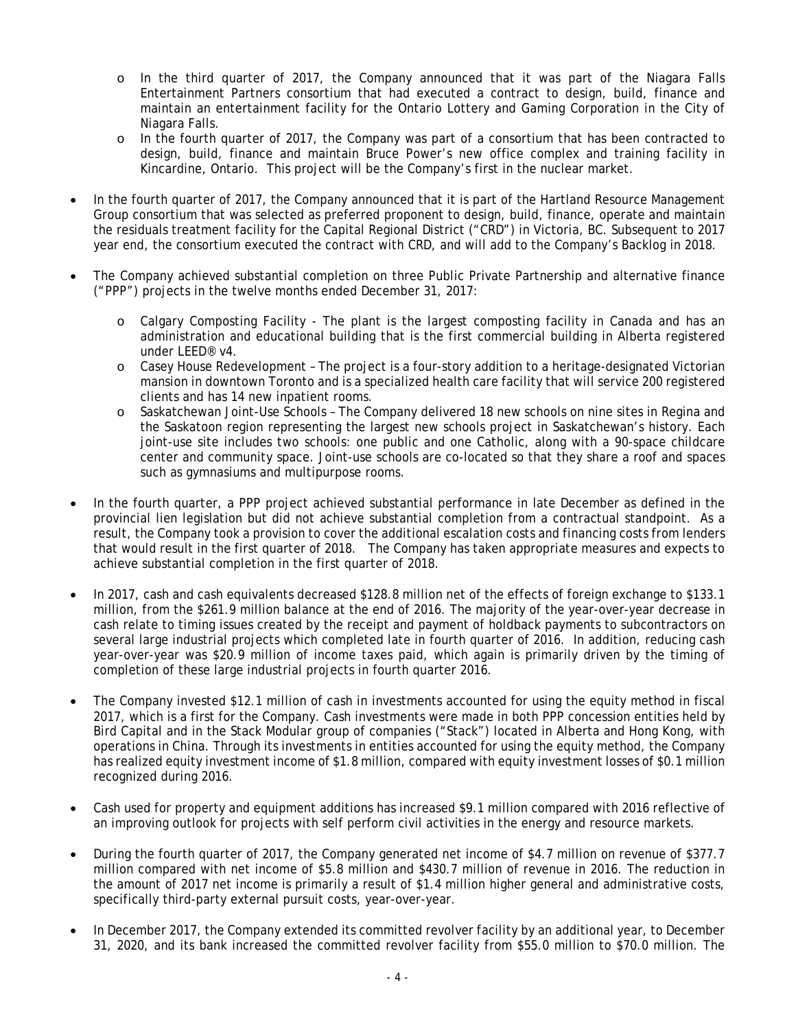- In the third quarter of 2017, the Company announced that it was part of the Niagara Falls Entertainment Partners consortium that had executed a contract to design, build, finance and maintain an entertainment facility for the Ontario Lottery and Gaming Corporation in the City of Niagara Falls.
    - In the fourth quarter of 2017, the Company was part of a consortium that has been contracted to design, build, finance and maintain Bruce Power's new office complex and training facility in Kincardine, Ontario. This project will be the Company's first in the nuclear market.

- In the fourth quarter of 2017, the Company announced that it is part of the Hartland Resource Management Group consortium that was selected as preferred proponent to design, build, finance, operate and maintain the residuals treatment facility for the Capital Regional District ("CRD") in Victoria, BC. Subsequent to 2017 year end, the consortium executed the contract with CRD, and will add to the Company's Backlog in 2018.

- The Company achieved substantial completion on three Public Private Partnership and alternative finance ("PPP") projects in the twelve months ended December 31, 2017:
    - Calgary Composting Facility - The plant is the largest composting facility in Canada and has an administration and educational building that is the first commercial building in Alberta registered under LEED® v4.
    - Casey House Redevelopment – The project is a four-story addition to a heritage-designated Victorian mansion in downtown Toronto and is a specialized health care facility that will service 200 registered clients and has 14 new inpatient rooms.
    - Saskatchewan Joint-Use Schools – The Company delivered 18 new schools on nine sites in Regina and the Saskatoon region representing the largest new schools project in Saskatchewan's history. Each joint-use site includes two schools: one public and one Catholic, along with a 90-space childcare center and community space. Joint-use schools are co-located so that they share a roof and spaces such as gymnasiums and multipurpose rooms.

- In the fourth quarter, a PPP project achieved substantial performance in late December as defined in the provincial lien legislation but did not achieve substantial completion from a contractual standpoint. As a result, the Company took a provision to cover the additional escalation costs and financing costs from lenders that would result in the first quarter of 2018. The Company has taken appropriate measures and expects to achieve substantial completion in the first quarter of 2018.

- In 2017, cash and cash equivalents decreased $128.8 million net of the effects of foreign exchange to $133.1 million, from the $261.9 million balance at the end of 2016. The majority of the year-over-year decrease in cash relate to timing issues created by the receipt and payment of holdback payments to subcontractors on several large industrial projects which completed late in fourth quarter of 2016. In addition, reducing cash year-over-year was $20.9 million of income taxes paid, which again is primarily driven by the timing of completion of these large industrial projects in fourth quarter 2016.

- The Company invested $12.1 million of cash in investments accounted for using the equity method in fiscal 2017, which is a first for the Company. Cash investments were made in both PPP concession entities held by Bird Capital and in the Stack Modular group of companies ("Stack") located in Alberta and Hong Kong, with operations in China. Through its investments in entities accounted for using the equity method, the Company has realized equity investment income of $1.8 million, compared with equity investment losses of $0.1 million recognized during 2016.

- Cash used for property and equipment additions has increased $9.1 million compared with 2016 reflective of an improving outlook for projects with self perform civil activities in the energy and resource markets.

- During the fourth quarter of 2017, the Company generated net income of $4.7 million on revenue of $377.7 million compared with net income of $5.8 million and $430.7 million of revenue in 2016. The reduction in the amount of 2017 net income is primarily a result of $1.4 million higher general and administrative costs, specifically third-party external pursuit costs, year-over-year.

- In December 2017, the Company extended its committed revolver facility by an additional year, to December 31, 2020, and its bank increased the committed revolver facility from $55.0 million to $70.0 million. The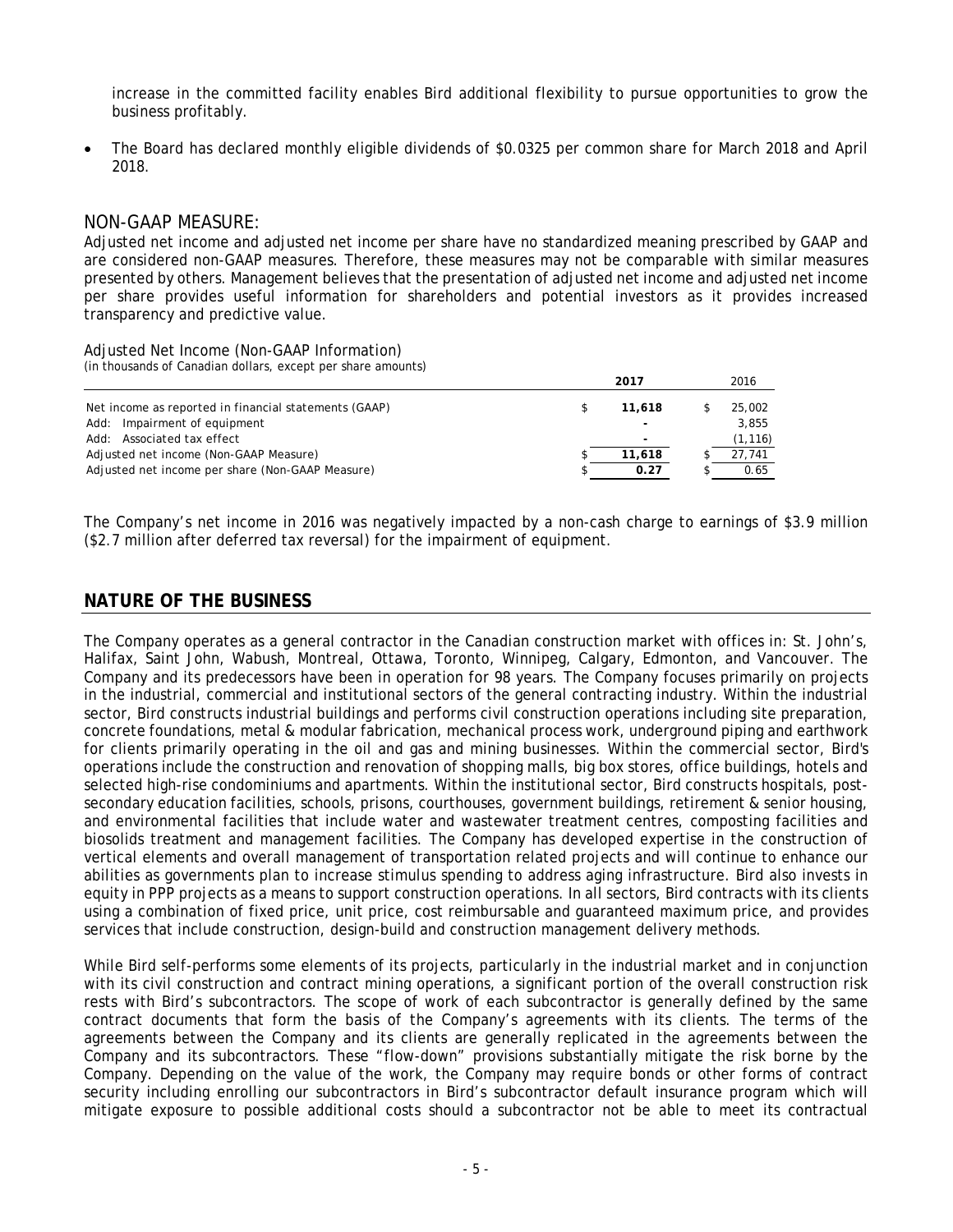increase in the committed facility enables Bird additional flexibility to pursue opportunities to grow the business profitably.

- The Board has declared monthly eligible dividends of $0.0325 per common share for March 2018 and April 2018.

## NON-GAAP MEASURE:

Adjusted net income and adjusted net income per share have no standardized meaning prescribed by GAAP and are considered non-GAAP measures. Therefore, these measures may not be comparable with similar measures presented by others. Management believes that the presentation of adjusted net income and adjusted net income per share provides useful information for shareholders and potential investors as it provides increased transparency and predictive value.

Adjusted Net Income (Non-GAAP Information)
(in thousands of Canadian dollars, except per share amounts)

| | **2017** | 2016 |
|---|---|---|
| Net income as reported in financial statements (GAAP) | $ **11,618** | $ 25,002 |
| Add: Impairment of equipment | **-** | 3,855 |
| Add: Associated tax effect | **-** | (1,116) |
| Adjusted net income (Non-GAAP Measure) | $ **11,618** | $ 27,741 |
| Adjusted net income per share (Non-GAAP Measure) | $ **0.27** | $ 0.65 |

The Company's net income in 2016 was negatively impacted by a non-cash charge to earnings of $3.9 million ($2.7 million after deferred tax reversal) for the impairment of equipment.

## NATURE OF THE BUSINESS

The Company operates as a general contractor in the Canadian construction market with offices in: St. John's, Halifax, Saint John, Wabush, Montreal, Ottawa, Toronto, Winnipeg, Calgary, Edmonton, and Vancouver. The Company and its predecessors have been in operation for 98 years. The Company focuses primarily on projects in the industrial, commercial and institutional sectors of the general contracting industry. Within the industrial sector, Bird constructs industrial buildings and performs civil construction operations including site preparation, concrete foundations, metal & modular fabrication, mechanical process work, underground piping and earthwork for clients primarily operating in the oil and gas and mining businesses. Within the commercial sector, Bird's operations include the construction and renovation of shopping malls, big box stores, office buildings, hotels and selected high-rise condominiums and apartments. Within the institutional sector, Bird constructs hospitals, post-secondary education facilities, schools, prisons, courthouses, government buildings, retirement & senior housing, and environmental facilities that include water and wastewater treatment centres, composting facilities and biosolids treatment and management facilities. The Company has developed expertise in the construction of vertical elements and overall management of transportation related projects and will continue to enhance our abilities as governments plan to increase stimulus spending to address aging infrastructure. Bird also invests in equity in PPP projects as a means to support construction operations. In all sectors, Bird contracts with its clients using a combination of fixed price, unit price, cost reimbursable and guaranteed maximum price, and provides services that include construction, design-build and construction management delivery methods.

While Bird self-performs some elements of its projects, particularly in the industrial market and in conjunction with its civil construction and contract mining operations, a significant portion of the overall construction risk rests with Bird's subcontractors. The scope of work of each subcontractor is generally defined by the same contract documents that form the basis of the Company's agreements with its clients. The terms of the agreements between the Company and its clients are generally replicated in the agreements between the Company and its subcontractors. These "flow-down" provisions substantially mitigate the risk borne by the Company. Depending on the value of the work, the Company may require bonds or other forms of contract security including enrolling our subcontractors in Bird's subcontractor default insurance program which will mitigate exposure to possible additional costs should a subcontractor not be able to meet its contractual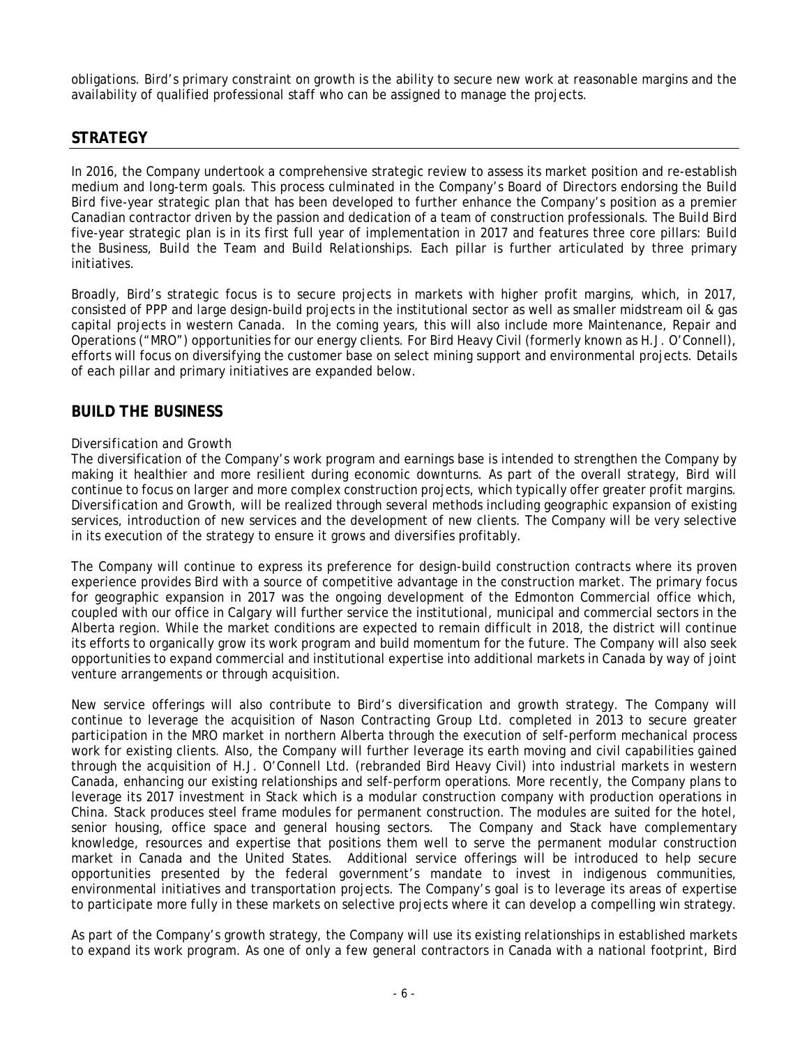obligations. Bird's primary constraint on growth is the ability to secure new work at reasonable margins and the availability of qualified professional staff who can be assigned to manage the projects.

## STRATEGY

In 2016, the Company undertook a comprehensive strategic review to assess its market position and re-establish medium and long-term goals. This process culminated in the Company's Board of Directors endorsing the *Build Bird* five-year strategic plan that has been developed to further enhance the Company's position as a premier Canadian contractor driven by the passion and dedication of a team of construction professionals. The *Build Bird* five-year strategic plan is in its first full year of implementation in 2017 and features three core pillars: *Build the Business, Build the Team* and *Build Relationships*. Each pillar is further articulated by three primary initiatives.

Broadly, Bird's strategic focus is to secure projects in markets with higher profit margins, which, in 2017, consisted of PPP and large design-build projects in the institutional sector as well as smaller midstream oil & gas capital projects in western Canada. In the coming years, this will also include more Maintenance, Repair and Operations ("MRO") opportunities for our energy clients. For Bird Heavy Civil (formerly known as H.J. O'Connell), efforts will focus on diversifying the customer base on select mining support and environmental projects. Details of each pillar and primary initiatives are expanded below.

## BUILD THE BUSINESS

*Diversification and Growth*

The diversification of the Company's work program and earnings base is intended to strengthen the Company by making it healthier and more resilient during economic downturns. As part of the overall strategy, Bird will continue to focus on larger and more complex construction projects, which typically offer greater profit margins. *Diversification and Growth*, will be realized through several methods including geographic expansion of existing services, introduction of new services and the development of new clients. The Company will be very selective in its execution of the strategy to ensure it grows and diversifies profitably.

The Company will continue to express its preference for design-build construction contracts where its proven experience provides Bird with a source of competitive advantage in the construction market. The primary focus for geographic expansion in 2017 was the ongoing development of the Edmonton Commercial office which, coupled with our office in Calgary will further service the institutional, municipal and commercial sectors in the Alberta region. While the market conditions are expected to remain difficult in 2018, the district will continue its efforts to organically grow its work program and build momentum for the future. The Company will also seek opportunities to expand commercial and institutional expertise into additional markets in Canada by way of joint venture arrangements or through acquisition.

New service offerings will also contribute to Bird's diversification and growth strategy. The Company will continue to leverage the acquisition of Nason Contracting Group Ltd. completed in 2013 to secure greater participation in the MRO market in northern Alberta through the execution of self-perform mechanical process work for existing clients. Also, the Company will further leverage its earth moving and civil capabilities gained through the acquisition of H.J. O'Connell Ltd. (rebranded Bird Heavy Civil) into industrial markets in western Canada, enhancing our existing relationships and self-perform operations. More recently, the Company plans to leverage its 2017 investment in Stack which is a modular construction company with production operations in China. Stack produces steel frame modules for permanent construction. The modules are suited for the hotel, senior housing, office space and general housing sectors. The Company and Stack have complementary knowledge, resources and expertise that positions them well to serve the permanent modular construction market in Canada and the United States. Additional service offerings will be introduced to help secure opportunities presented by the federal government's mandate to invest in indigenous communities, environmental initiatives and transportation projects. The Company's goal is to leverage its areas of expertise to participate more fully in these markets on selective projects where it can develop a compelling win strategy.

As part of the Company's growth strategy, the Company will use its existing relationships in established markets to expand its work program. As one of only a few general contractors in Canada with a national footprint, Bird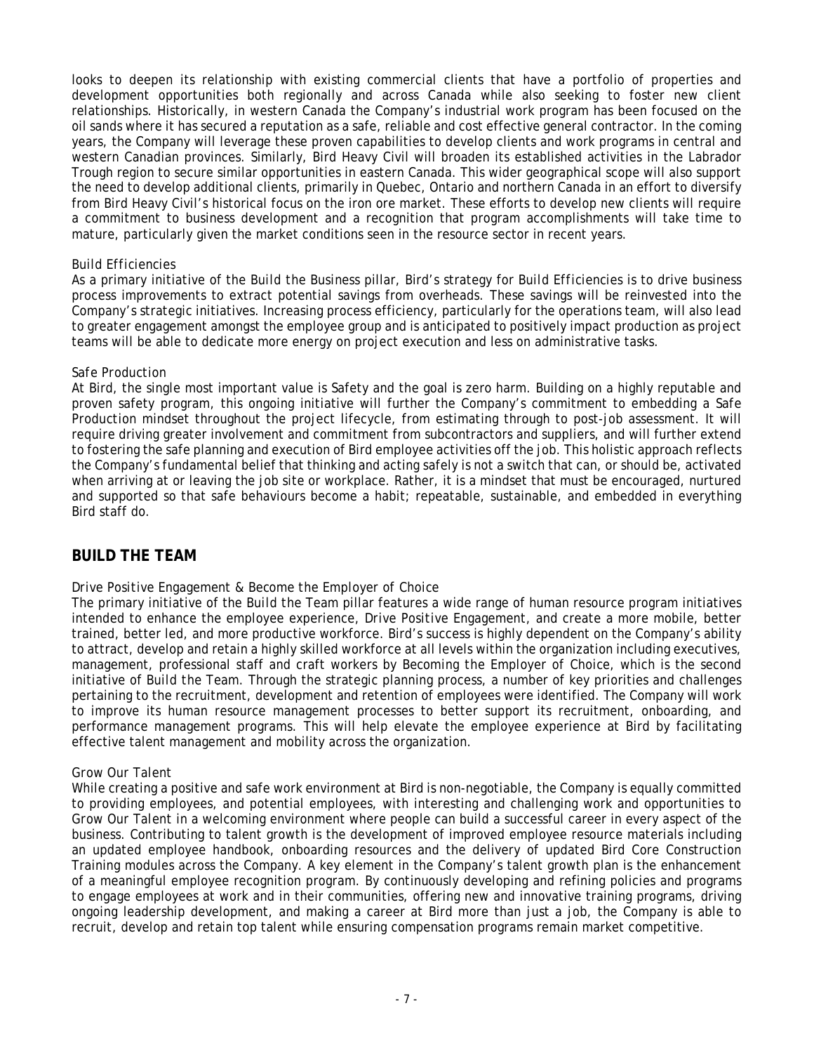looks to deepen its relationship with existing commercial clients that have a portfolio of properties and development opportunities both regionally and across Canada while also seeking to foster new client relationships. Historically, in western Canada the Company's industrial work program has been focused on the oil sands where it has secured a reputation as a safe, reliable and cost effective general contractor. In the coming years, the Company will leverage these proven capabilities to develop clients and work programs in central and western Canadian provinces. Similarly, Bird Heavy Civil will broaden its established activities in the Labrador Trough region to secure similar opportunities in eastern Canada. This wider geographical scope will also support the need to develop additional clients, primarily in Quebec, Ontario and northern Canada in an effort to diversify from Bird Heavy Civil's historical focus on the iron ore market. These efforts to develop new clients will require a commitment to business development and a recognition that program accomplishments will take time to mature, particularly given the market conditions seen in the resource sector in recent years.

*Build Efficiencies*

As a primary initiative of the *Build the Business* pillar, Bird's strategy for *Build Efficiencies* is to drive business process improvements to extract potential savings from overheads. These savings will be reinvested into the Company's strategic initiatives. Increasing process efficiency, particularly for the operations team, will also lead to greater engagement amongst the employee group and is anticipated to positively impact production as project teams will be able to dedicate more energy on project execution and less on administrative tasks.

*Safe Production*

At Bird, the single most important value is Safety and the goal is zero harm. Building on a highly reputable and proven safety program, this ongoing initiative will further the Company's commitment to embedding a Safe Production mindset throughout the project lifecycle, from estimating through to post-job assessment. It will require driving greater involvement and commitment from subcontractors and suppliers, and will further extend to fostering the safe planning and execution of Bird employee activities off the job. This holistic approach reflects the Company's fundamental belief that thinking and acting safely is not a switch that can, or should be, activated when arriving at or leaving the job site or workplace. Rather, it is a mindset that must be encouraged, nurtured and supported so that safe behaviours become a habit; repeatable, sustainable, and embedded in everything Bird staff do.

## BUILD THE TEAM

*Drive Positive Engagement & Become the Employer of Choice*

The primary initiative of the *Build the Team* pillar features a wide range of human resource program initiatives intended to enhance the employee experience, *Drive Positive Engagement*, and create a more mobile, better trained, better led, and more productive workforce. Bird's success is highly dependent on the Company's ability to attract, develop and retain a highly skilled workforce at all levels within the organization including executives, management, professional staff and craft workers by *Becoming the Employer of Choice*, which is the second initiative of *Build the Team*. Through the strategic planning process, a number of key priorities and challenges pertaining to the recruitment, development and retention of employees were identified. The Company will work to improve its human resource management processes to better support its recruitment, onboarding, and performance management programs. This will help elevate the employee experience at Bird by facilitating effective talent management and mobility across the organization.

*Grow Our Talent*

While creating a positive and safe work environment at Bird is non-negotiable, the Company is equally committed to providing employees, and potential employees, with interesting and challenging work and opportunities to *Grow Our Talent* in a welcoming environment where people can build a successful career in every aspect of the business. Contributing to talent growth is the development of improved employee resource materials including an updated employee handbook, onboarding resources and the delivery of updated Bird Core Construction Training modules across the Company. A key element in the Company's talent growth plan is the enhancement of a meaningful employee recognition program. By continuously developing and refining policies and programs to engage employees at work and in their communities, offering new and innovative training programs, driving ongoing leadership development, and making a career at Bird more than just a job, the Company is able to recruit, develop and retain top talent while ensuring compensation programs remain market competitive.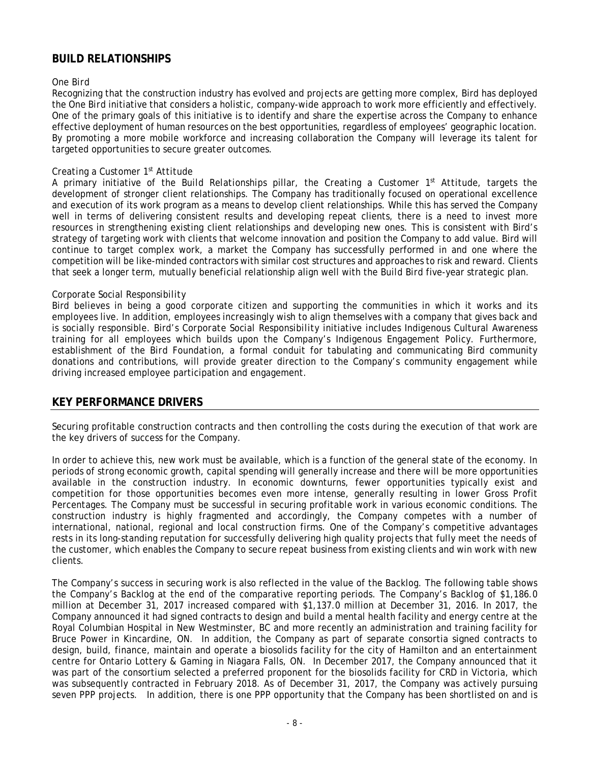## BUILD RELATIONSHIPS

*One Bird*

Recognizing that the construction industry has evolved and projects are getting more complex, Bird has deployed the One Bird initiative that considers a holistic, company-wide approach to work more efficiently and effectively. One of the primary goals of this initiative is to identify and share the expertise across the Company to enhance effective deployment of human resources on the best opportunities, regardless of employees' geographic location. By promoting a more mobile workforce and increasing collaboration the Company will leverage its talent for targeted opportunities to secure greater outcomes.

*Creating a Customer 1st Attitude*

A primary initiative of the Build Relationships pillar, the Creating a Customer 1st Attitude, targets the development of stronger client relationships. The Company has traditionally focused on operational excellence and execution of its work program as a means to develop client relationships. While this has served the Company well in terms of delivering consistent results and developing repeat clients, there is a need to invest more resources in strengthening existing client relationships and developing new ones. This is consistent with Bird's strategy of targeting work with clients that welcome innovation and position the Company to add value. Bird will continue to target complex work, a market the Company has successfully performed in and one where the competition will be like-minded contractors with similar cost structures and approaches to risk and reward. Clients that seek a longer term, mutually beneficial relationship align well with the Build Bird five-year strategic plan.

*Corporate Social Responsibility*

Bird believes in being a good corporate citizen and supporting the communities in which it works and its employees live. In addition, employees increasingly wish to align themselves with a company that gives back and is socially responsible. Bird's Corporate Social Responsibility initiative includes Indigenous Cultural Awareness training for all employees which builds upon the Company's Indigenous Engagement Policy. Furthermore, establishment of the Bird Foundation, a formal conduit for tabulating and communicating Bird community donations and contributions, will provide greater direction to the Company's community engagement while driving increased employee participation and engagement.

## KEY PERFORMANCE DRIVERS

Securing profitable construction contracts and then controlling the costs during the execution of that work are the key drivers of success for the Company.

In order to achieve this, new work must be available, which is a function of the general state of the economy. In periods of strong economic growth, capital spending will generally increase and there will be more opportunities available in the construction industry. In economic downturns, fewer opportunities typically exist and competition for those opportunities becomes even more intense, generally resulting in lower Gross Profit Percentages. The Company must be successful in securing profitable work in various economic conditions. The construction industry is highly fragmented and accordingly, the Company competes with a number of international, national, regional and local construction firms. One of the Company's competitive advantages rests in its long-standing reputation for successfully delivering high quality projects that fully meet the needs of the customer, which enables the Company to secure repeat business from existing clients and win work with new clients.

The Company's success in securing work is also reflected in the value of the Backlog. The following table shows the Company's Backlog at the end of the comparative reporting periods. The Company's Backlog of $1,186.0 million at December 31, 2017 increased compared with $1,137.0 million at December 31, 2016. In 2017, the Company announced it had signed contracts to design and build a mental health facility and energy centre at the Royal Columbian Hospital in New Westminster, BC and more recently an administration and training facility for Bruce Power in Kincardine, ON. In addition, the Company as part of separate consortia signed contracts to design, build, finance, maintain and operate a biosolids facility for the city of Hamilton and an entertainment centre for Ontario Lottery & Gaming in Niagara Falls, ON. In December 2017, the Company announced that it was part of the consortium selected a preferred proponent for the biosolids facility for CRD in Victoria, which was subsequently contracted in February 2018. As of December 31, 2017, the Company was actively pursuing seven PPP projects. In addition, there is one PPP opportunity that the Company has been shortlisted on and is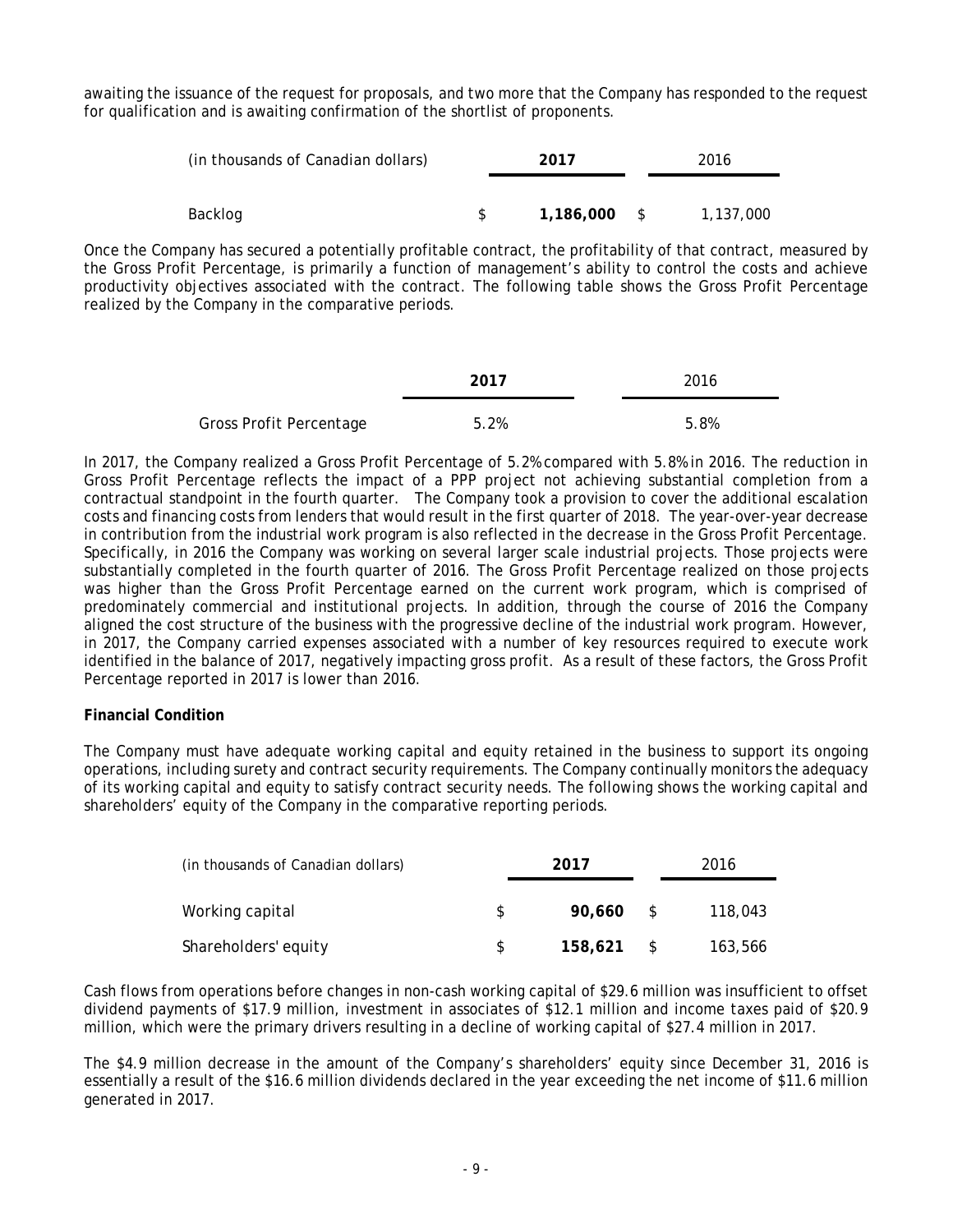awaiting the issuance of the request for proposals, and two more that the Company has responded to the request for qualification and is awaiting confirmation of the shortlist of proponents.

| (in thousands of Canadian dollars) | | **2017** | | 2016 |
|---|---|---|---|---|
| Backlog | $ | **1,186,000** | $ | 1,137,000 |

Once the Company has secured a potentially profitable contract, the profitability of that contract, measured by the Gross Profit Percentage, is primarily a function of management's ability to control the costs and achieve productivity objectives associated with the contract. The following table shows the Gross Profit Percentage realized by the Company in the comparative periods.

| | **2017** | 2016 |
|---|---|---|
| Gross Profit Percentage | 5.2% | 5.8% |

In 2017, the Company realized a Gross Profit Percentage of 5.2% compared with 5.8% in 2016. The reduction in Gross Profit Percentage reflects the impact of a PPP project not achieving substantial completion from a contractual standpoint in the fourth quarter. The Company took a provision to cover the additional escalation costs and financing costs from lenders that would result in the first quarter of 2018. The year-over-year decrease in contribution from the industrial work program is also reflected in the decrease in the Gross Profit Percentage. Specifically, in 2016 the Company was working on several larger scale industrial projects. Those projects were substantially completed in the fourth quarter of 2016. The Gross Profit Percentage realized on those projects was higher than the Gross Profit Percentage earned on the current work program, which is comprised of predominately commercial and institutional projects. In addition, through the course of 2016 the Company aligned the cost structure of the business with the progressive decline of the industrial work program. However, in 2017, the Company carried expenses associated with a number of key resources required to execute work identified in the balance of 2017, negatively impacting gross profit. As a result of these factors, the Gross Profit Percentage reported in 2017 is lower than 2016.

**Financial Condition**

The Company must have adequate working capital and equity retained in the business to support its ongoing operations, including surety and contract security requirements. The Company continually monitors the adequacy of its working capital and equity to satisfy contract security needs. The following shows the working capital and shareholders' equity of the Company in the comparative reporting periods.

| (in thousands of Canadian dollars) | | **2017** | | 2016 |
|---|---|---|---|---|
| Working capital | $ | **90,660** | $ | 118,043 |
| Shareholders' equity | $ | **158,621** | $ | 163,566 |

Cash flows from operations before changes in non-cash working capital of $29.6 million was insufficient to offset dividend payments of $17.9 million, investment in associates of $12.1 million and income taxes paid of $20.9 million, which were the primary drivers resulting in a decline of working capital of $27.4 million in 2017.

The $4.9 million decrease in the amount of the Company's shareholders' equity since December 31, 2016 is essentially a result of the $16.6 million dividends declared in the year exceeding the net income of $11.6 million generated in 2017.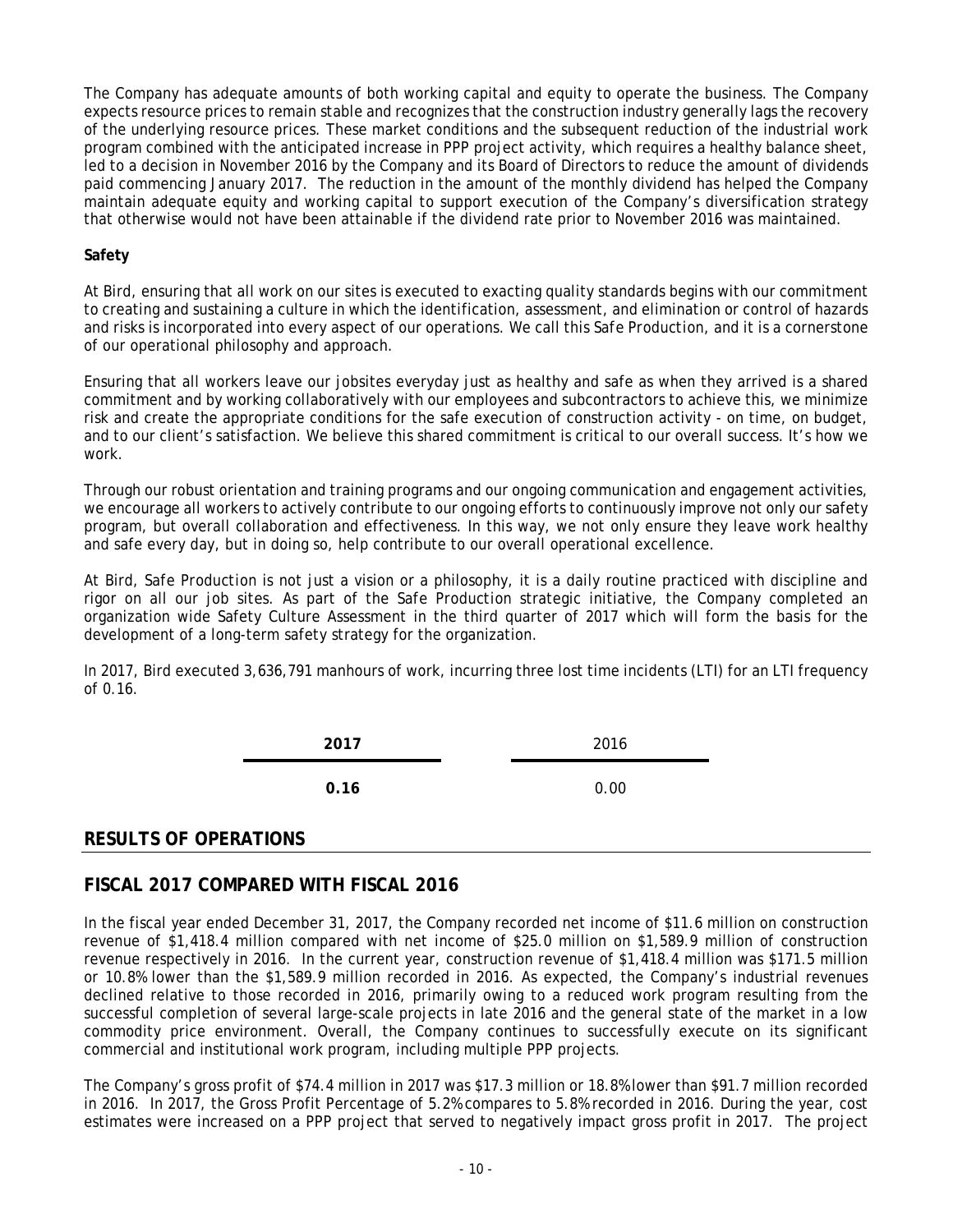The Company has adequate amounts of both working capital and equity to operate the business. The Company expects resource prices to remain stable and recognizes that the construction industry generally lags the recovery of the underlying resource prices. These market conditions and the subsequent reduction of the industrial work program combined with the anticipated increase in PPP project activity, which requires a healthy balance sheet, led to a decision in November 2016 by the Company and its Board of Directors to reduce the amount of dividends paid commencing January 2017. The reduction in the amount of the monthly dividend has helped the Company maintain adequate equity and working capital to support execution of the Company's diversification strategy that otherwise would not have been attainable if the dividend rate prior to November 2016 was maintained.

**Safety**

At Bird, ensuring that all work on our sites is executed to exacting quality standards begins with our commitment to creating and sustaining a culture in which the identification, assessment, and elimination or control of hazards and risks is incorporated into every aspect of our operations. We call this *Safe Production*, and it is a cornerstone of our operational philosophy and approach.

Ensuring that all workers leave our jobsites everyday just as healthy and safe as when they arrived is a shared commitment and by working collaboratively with our employees and subcontractors to achieve this, we minimize risk and create the appropriate conditions for the safe execution of construction activity - on time, on budget, and to our client's satisfaction. We believe this shared commitment is critical to our overall success. It's how we work.

Through our robust orientation and training programs and our ongoing communication and engagement activities, we encourage all workers to actively contribute to our ongoing efforts to continuously improve not only our safety program, but overall collaboration and effectiveness. In this way, we not only ensure they leave work healthy and safe every day, but in doing so, help contribute to our overall operational excellence.

At Bird, *Safe Production* is not just a vision or a philosophy, it is a daily routine practiced with discipline and rigor on all our job sites. As part of the *Safe Production* strategic initiative, the Company completed an organization wide Safety Culture Assessment in the third quarter of 2017 which will form the basis for the development of a long-term safety strategy for the organization.

In 2017, Bird executed 3,636,791 manhours of work, incurring three lost time incidents (LTI) for an LTI frequency of 0.16.

| **2017** | 2016 |
|---|---|
| **0.16** | 0.00 |

## RESULTS OF OPERATIONS

## FISCAL 2017 COMPARED WITH FISCAL 2016

In the fiscal year ended December 31, 2017, the Company recorded net income of \$11.6 million on construction revenue of \$1,418.4 million compared with net income of \$25.0 million on \$1,589.9 million of construction revenue respectively in 2016. In the current year, construction revenue of \$1,418.4 million was \$171.5 million or 10.8% lower than the \$1,589.9 million recorded in 2016. As expected, the Company's industrial revenues declined relative to those recorded in 2016, primarily owing to a reduced work program resulting from the successful completion of several large-scale projects in late 2016 and the general state of the market in a low commodity price environment. Overall, the Company continues to successfully execute on its significant commercial and institutional work program, including multiple PPP projects.

The Company's gross profit of \$74.4 million in 2017 was \$17.3 million or 18.8% lower than \$91.7 million recorded in 2016. In 2017, the Gross Profit Percentage of 5.2% compares to 5.8% recorded in 2016. During the year, cost estimates were increased on a PPP project that served to negatively impact gross profit in 2017. The project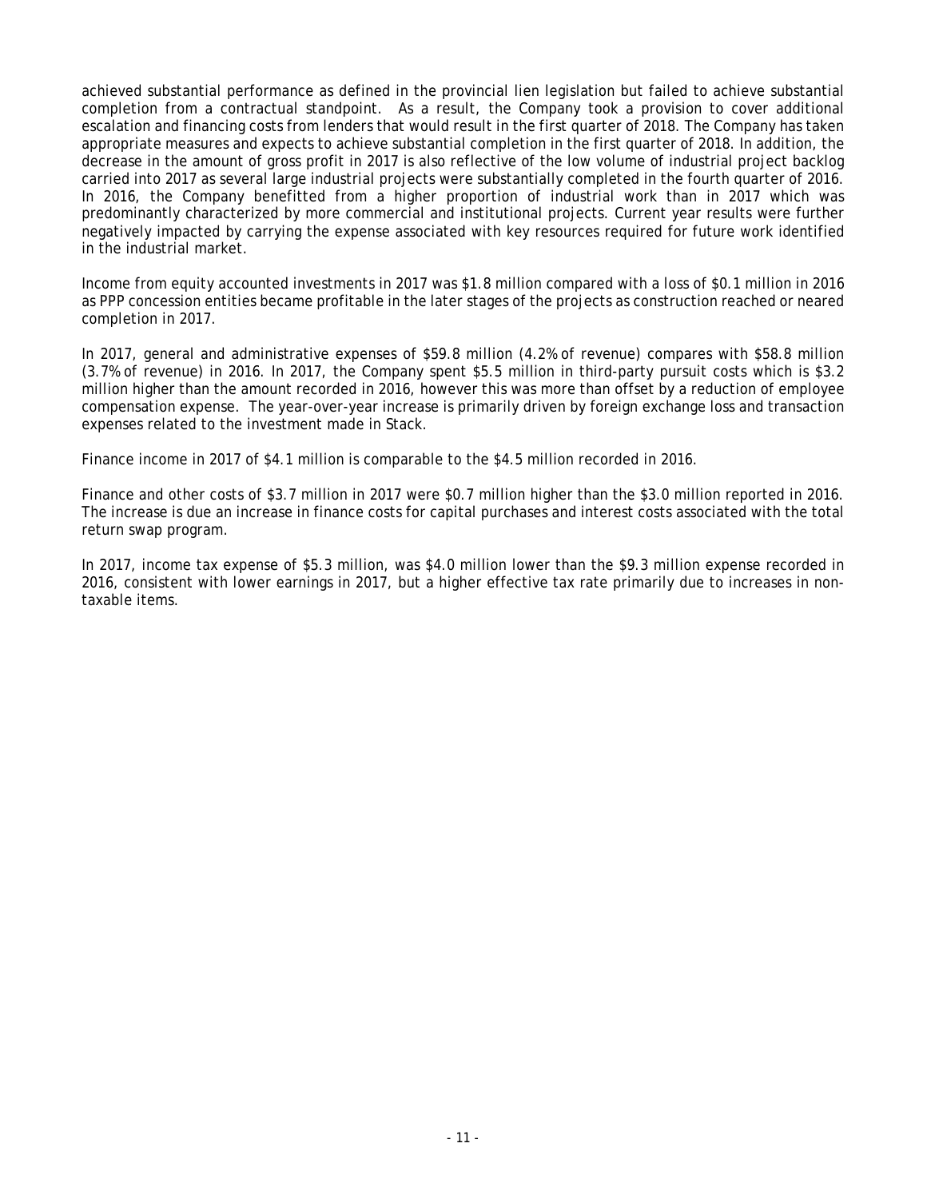achieved substantial performance as defined in the provincial lien legislation but failed to achieve substantial completion from a contractual standpoint. As a result, the Company took a provision to cover additional escalation and financing costs from lenders that would result in the first quarter of 2018. The Company has taken appropriate measures and expects to achieve substantial completion in the first quarter of 2018. In addition, the decrease in the amount of gross profit in 2017 is also reflective of the low volume of industrial project backlog carried into 2017 as several large industrial projects were substantially completed in the fourth quarter of 2016. In 2016, the Company benefitted from a higher proportion of industrial work than in 2017 which was predominantly characterized by more commercial and institutional projects. Current year results were further negatively impacted by carrying the expense associated with key resources required for future work identified in the industrial market.

Income from equity accounted investments in 2017 was $1.8 million compared with a loss of $0.1 million in 2016 as PPP concession entities became profitable in the later stages of the projects as construction reached or neared completion in 2017.

In 2017, general and administrative expenses of $59.8 million (4.2% of revenue) compares with $58.8 million (3.7% of revenue) in 2016. In 2017, the Company spent $5.5 million in third-party pursuit costs which is $3.2 million higher than the amount recorded in 2016, however this was more than offset by a reduction of employee compensation expense. The year-over-year increase is primarily driven by foreign exchange loss and transaction expenses related to the investment made in Stack.

Finance income in 2017 of $4.1 million is comparable to the $4.5 million recorded in 2016.

Finance and other costs of $3.7 million in 2017 were $0.7 million higher than the $3.0 million reported in 2016. The increase is due an increase in finance costs for capital purchases and interest costs associated with the total return swap program.

In 2017, income tax expense of $5.3 million, was $4.0 million lower than the $9.3 million expense recorded in 2016, consistent with lower earnings in 2017, but a higher effective tax rate primarily due to increases in non-taxable items.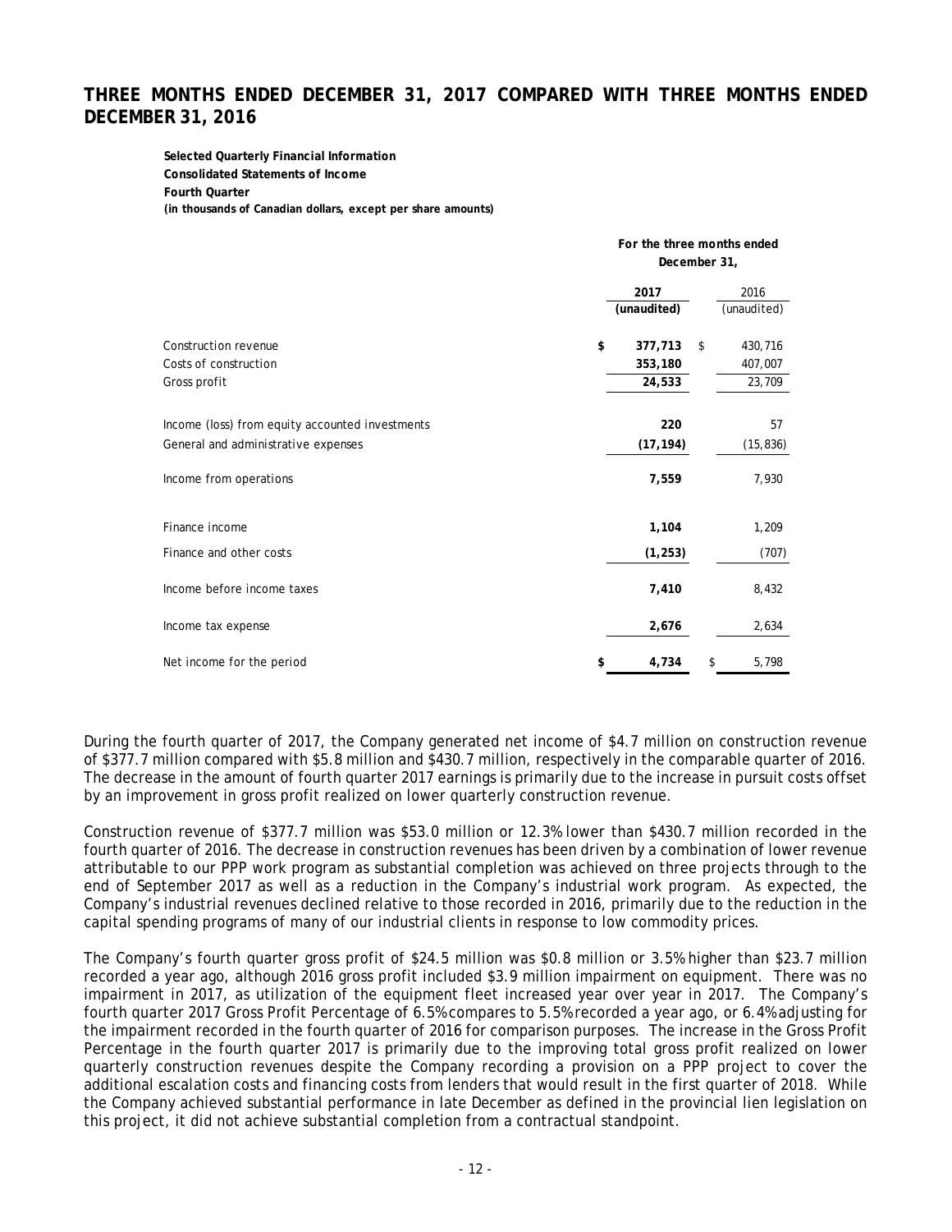## THREE MONTHS ENDED DECEMBER 31, 2017 COMPARED WITH THREE MONTHS ENDED DECEMBER 31, 2016

**Selected Quarterly Financial Information**
**Consolidated Statements of Income**
**Fourth Quarter**
**(in thousands of Canadian dollars, except per share amounts)**

| | For the three months ended December 31, | |
|---|---|---|
| | **2017** | 2016 |
| | **(unaudited)** | (unaudited) |
| Construction revenue | **$ 377,713** | $ 430,716 |
| Costs of construction | **353,180** | 407,007 |
| Gross profit | **24,533** | 23,709 |
| Income (loss) from equity accounted investments | **220** | 57 |
| General and administrative expenses | **(17,194)** | (15,836) |
| Income from operations | **7,559** | 7,930 |
| Finance income | **1,104** | 1,209 |
| Finance and other costs | **(1,253)** | (707) |
| Income before income taxes | **7,410** | 8,432 |
| Income tax expense | **2,676** | 2,634 |
| Net income for the period | **$ 4,734** | $ 5,798 |

During the fourth quarter of 2017, the Company generated net income of $4.7 million on construction revenue of $377.7 million compared with $5.8 million and $430.7 million, respectively in the comparable quarter of 2016. The decrease in the amount of fourth quarter 2017 earnings is primarily due to the increase in pursuit costs offset by an improvement in gross profit realized on lower quarterly construction revenue.

Construction revenue of $377.7 million was $53.0 million or 12.3% lower than $430.7 million recorded in the fourth quarter of 2016. The decrease in construction revenues has been driven by a combination of lower revenue attributable to our PPP work program as substantial completion was achieved on three projects through to the end of September 2017 as well as a reduction in the Company's industrial work program. As expected, the Company's industrial revenues declined relative to those recorded in 2016, primarily due to the reduction in the capital spending programs of many of our industrial clients in response to low commodity prices.

The Company's fourth quarter gross profit of $24.5 million was $0.8 million or 3.5% higher than $23.7 million recorded a year ago, although 2016 gross profit included $3.9 million impairment on equipment. There was no impairment in 2017, as utilization of the equipment fleet increased year over year in 2017. The Company's fourth quarter 2017 Gross Profit Percentage of 6.5% compares to 5.5% recorded a year ago, or 6.4% adjusting for the impairment recorded in the fourth quarter of 2016 for comparison purposes. The increase in the Gross Profit Percentage in the fourth quarter 2017 is primarily due to the improving total gross profit realized on lower quarterly construction revenues despite the Company recording a provision on a PPP project to cover the additional escalation costs and financing costs from lenders that would result in the first quarter of 2018. While the Company achieved substantial performance in late December as defined in the provincial lien legislation on this project, it did not achieve substantial completion from a contractual standpoint.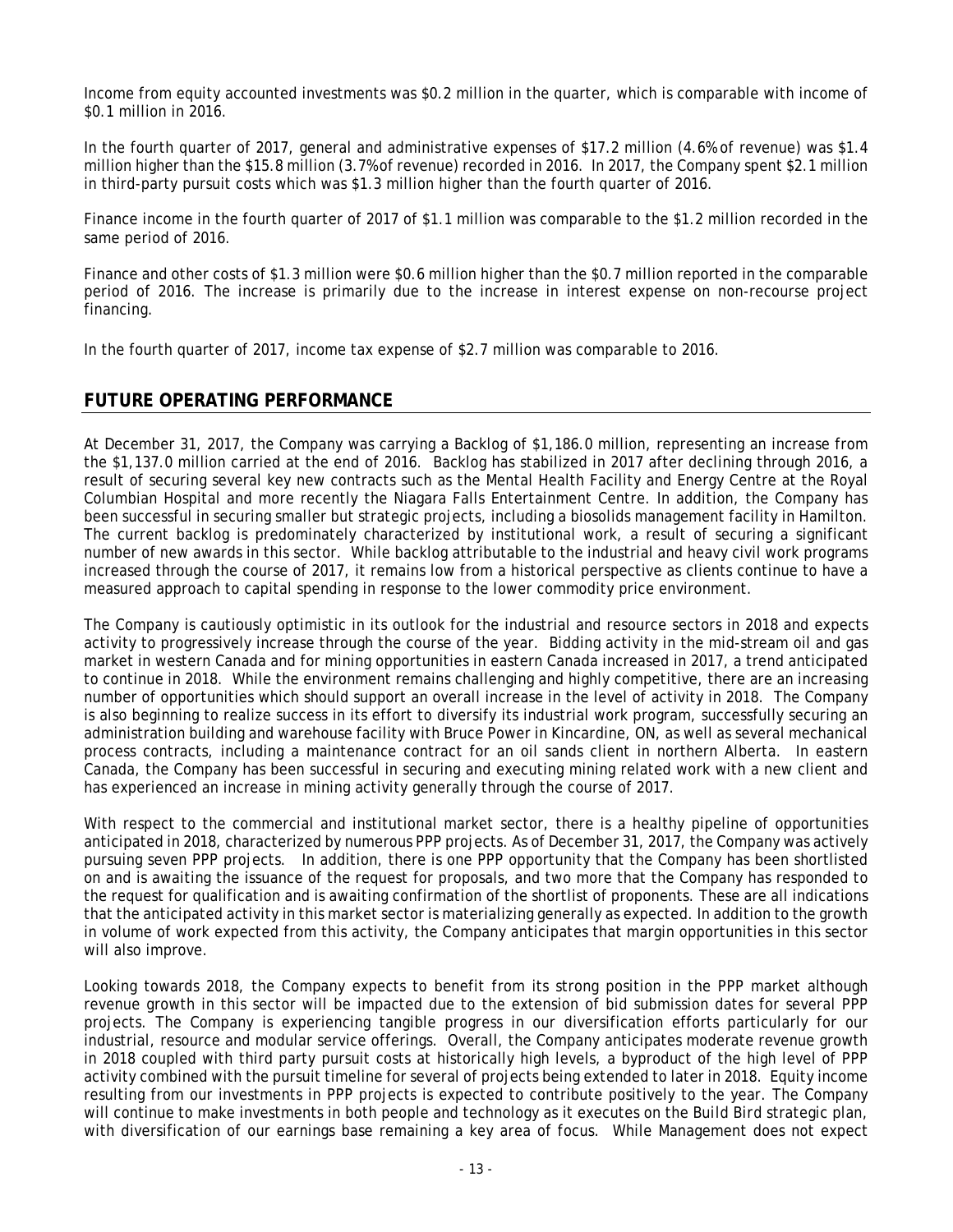Income from equity accounted investments was $0.2 million in the quarter, which is comparable with income of $0.1 million in 2016.

In the fourth quarter of 2017, general and administrative expenses of $17.2 million (4.6% of revenue) was $1.4 million higher than the $15.8 million (3.7% of revenue) recorded in 2016. In 2017, the Company spent $2.1 million in third-party pursuit costs which was $1.3 million higher than the fourth quarter of 2016.

Finance income in the fourth quarter of 2017 of $1.1 million was comparable to the $1.2 million recorded in the same period of 2016.

Finance and other costs of $1.3 million were $0.6 million higher than the $0.7 million reported in the comparable period of 2016. The increase is primarily due to the increase in interest expense on non-recourse project financing.

In the fourth quarter of 2017, income tax expense of $2.7 million was comparable to 2016.

## FUTURE OPERATING PERFORMANCE

At December 31, 2017, the Company was carrying a Backlog of $1,186.0 million, representing an increase from the $1,137.0 million carried at the end of 2016. Backlog has stabilized in 2017 after declining through 2016, a result of securing several key new contracts such as the Mental Health Facility and Energy Centre at the Royal Columbian Hospital and more recently the Niagara Falls Entertainment Centre. In addition, the Company has been successful in securing smaller but strategic projects, including a biosolids management facility in Hamilton. The current backlog is predominately characterized by institutional work, a result of securing a significant number of new awards in this sector. While backlog attributable to the industrial and heavy civil work programs increased through the course of 2017, it remains low from a historical perspective as clients continue to have a measured approach to capital spending in response to the lower commodity price environment.

The Company is cautiously optimistic in its outlook for the industrial and resource sectors in 2018 and expects activity to progressively increase through the course of the year. Bidding activity in the mid-stream oil and gas market in western Canada and for mining opportunities in eastern Canada increased in 2017, a trend anticipated to continue in 2018. While the environment remains challenging and highly competitive, there are an increasing number of opportunities which should support an overall increase in the level of activity in 2018. The Company is also beginning to realize success in its effort to diversify its industrial work program, successfully securing an administration building and warehouse facility with Bruce Power in Kincardine, ON, as well as several mechanical process contracts, including a maintenance contract for an oil sands client in northern Alberta. In eastern Canada, the Company has been successful in securing and executing mining related work with a new client and has experienced an increase in mining activity generally through the course of 2017.

With respect to the commercial and institutional market sector, there is a healthy pipeline of opportunities anticipated in 2018, characterized by numerous PPP projects. As of December 31, 2017, the Company was actively pursuing seven PPP projects. In addition, there is one PPP opportunity that the Company has been shortlisted on and is awaiting the issuance of the request for proposals, and two more that the Company has responded to the request for qualification and is awaiting confirmation of the shortlist of proponents. These are all indications that the anticipated activity in this market sector is materializing generally as expected. In addition to the growth in volume of work expected from this activity, the Company anticipates that margin opportunities in this sector will also improve.

Looking towards 2018, the Company expects to benefit from its strong position in the PPP market although revenue growth in this sector will be impacted due to the extension of bid submission dates for several PPP projects. The Company is experiencing tangible progress in our diversification efforts particularly for our industrial, resource and modular service offerings. Overall, the Company anticipates moderate revenue growth in 2018 coupled with third party pursuit costs at historically high levels, a byproduct of the high level of PPP activity combined with the pursuit timeline for several of projects being extended to later in 2018. Equity income resulting from our investments in PPP projects is expected to contribute positively to the year. The Company will continue to make investments in both people and technology as it executes on the Build Bird strategic plan, with diversification of our earnings base remaining a key area of focus. While Management does not expect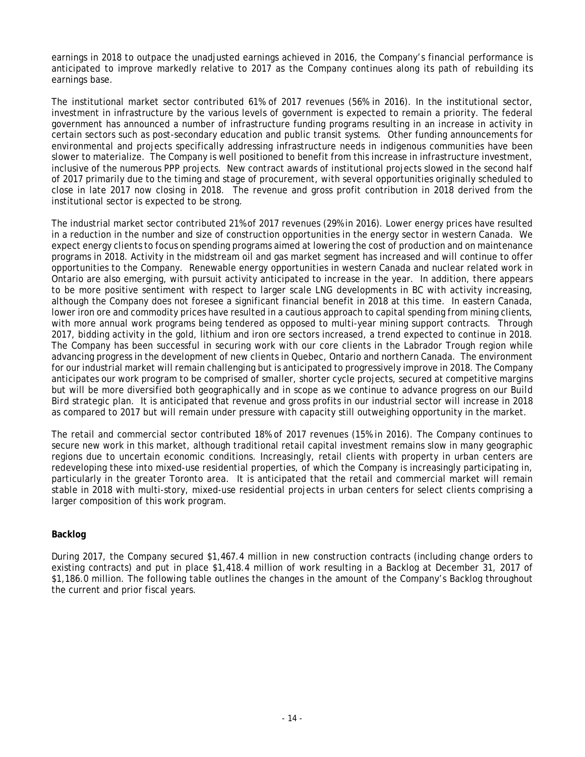earnings in 2018 to outpace the unadjusted earnings achieved in 2016, the Company's financial performance is anticipated to improve markedly relative to 2017 as the Company continues along its path of rebuilding its earnings base.

The institutional market sector contributed 61% of 2017 revenues (56% in 2016). In the institutional sector, investment in infrastructure by the various levels of government is expected to remain a priority. The federal government has announced a number of infrastructure funding programs resulting in an increase in activity in certain sectors such as post-secondary education and public transit systems. Other funding announcements for environmental and projects specifically addressing infrastructure needs in indigenous communities have been slower to materialize. The Company is well positioned to benefit from this increase in infrastructure investment, inclusive of the numerous PPP projects. New contract awards of institutional projects slowed in the second half of 2017 primarily due to the timing and stage of procurement, with several opportunities originally scheduled to close in late 2017 now closing in 2018. The revenue and gross profit contribution in 2018 derived from the institutional sector is expected to be strong.

The industrial market sector contributed 21% of 2017 revenues (29% in 2016). Lower energy prices have resulted in a reduction in the number and size of construction opportunities in the energy sector in western Canada. We expect energy clients to focus on spending programs aimed at lowering the cost of production and on maintenance programs in 2018. Activity in the midstream oil and gas market segment has increased and will continue to offer opportunities to the Company. Renewable energy opportunities in western Canada and nuclear related work in Ontario are also emerging, with pursuit activity anticipated to increase in the year. In addition, there appears to be more positive sentiment with respect to larger scale LNG developments in BC with activity increasing, although the Company does not foresee a significant financial benefit in 2018 at this time. In eastern Canada, lower iron ore and commodity prices have resulted in a cautious approach to capital spending from mining clients, with more annual work programs being tendered as opposed to multi-year mining support contracts. Through 2017, bidding activity in the gold, lithium and iron ore sectors increased, a trend expected to continue in 2018. The Company has been successful in securing work with our core clients in the Labrador Trough region while advancing progress in the development of new clients in Quebec, Ontario and northern Canada. The environment for our industrial market will remain challenging but is anticipated to progressively improve in 2018. The Company anticipates our work program to be comprised of smaller, shorter cycle projects, secured at competitive margins but will be more diversified both geographically and in scope as we continue to advance progress on our Build Bird strategic plan. It is anticipated that revenue and gross profits in our industrial sector will increase in 2018 as compared to 2017 but will remain under pressure with capacity still outweighing opportunity in the market.

The retail and commercial sector contributed 18% of 2017 revenues (15% in 2016). The Company continues to secure new work in this market, although traditional retail capital investment remains slow in many geographic regions due to uncertain economic conditions. Increasingly, retail clients with property in urban centers are redeveloping these into mixed-use residential properties, of which the Company is increasingly participating in, particularly in the greater Toronto area. It is anticipated that the retail and commercial market will remain stable in 2018 with multi-story, mixed-use residential projects in urban centers for select clients comprising a larger composition of this work program.

**Backlog**

During 2017, the Company secured $1,467.4 million in new construction contracts (including change orders to existing contracts) and put in place $1,418.4 million of work resulting in a Backlog at December 31, 2017 of $1,186.0 million. The following table outlines the changes in the amount of the Company's Backlog throughout the current and prior fiscal years.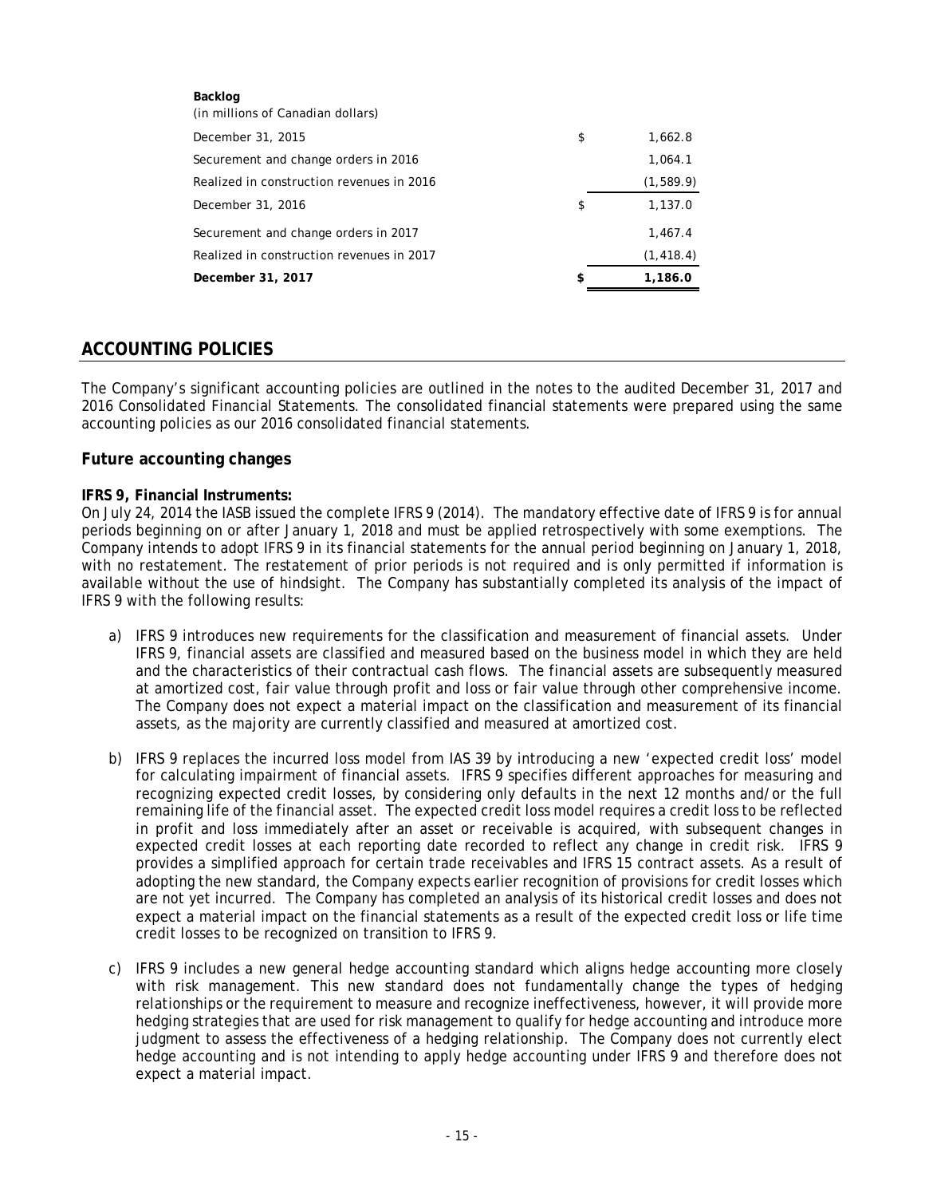| **Backlog**<br>(in millions of Canadian dollars) | | |
|---|---|---|
| December 31, 2015 | $ | 1,662.8 |
| Securement and change orders in 2016 | | 1,064.1 |
| Realized in construction revenues in 2016 | | (1,589.9) |
| December 31, 2016 | $ | 1,137.0 |
| Securement and change orders in 2017 | | 1,467.4 |
| Realized in construction revenues in 2017 | | (1,418.4) |
| **December 31, 2017** | **$** | **1,186.0** |

## ACCOUNTING POLICIES

The Company's significant accounting policies are outlined in the notes to the audited December 31, 2017 and 2016 Consolidated Financial Statements. The consolidated financial statements were prepared using the same accounting policies as our 2016 consolidated financial statements.

### Future accounting changes

**IFRS 9, Financial Instruments:**
On July 24, 2014 the IASB issued the complete IFRS 9 (2014). The mandatory effective date of IFRS 9 is for annual periods beginning on or after January 1, 2018 and must be applied retrospectively with some exemptions. The Company intends to adopt IFRS 9 in its financial statements for the annual period beginning on January 1, 2018, with no restatement. The restatement of prior periods is not required and is only permitted if information is available without the use of hindsight. The Company has substantially completed its analysis of the impact of IFRS 9 with the following results:

a) IFRS 9 introduces new requirements for the classification and measurement of financial assets. Under IFRS 9, financial assets are classified and measured based on the business model in which they are held and the characteristics of their contractual cash flows. The financial assets are subsequently measured at amortized cost, fair value through profit and loss or fair value through other comprehensive income. The Company does not expect a material impact on the classification and measurement of its financial assets, as the majority are currently classified and measured at amortized cost.

b) IFRS 9 replaces the incurred loss model from IAS 39 by introducing a new 'expected credit loss' model for calculating impairment of financial assets. IFRS 9 specifies different approaches for measuring and recognizing expected credit losses, by considering only defaults in the next 12 months and/or the full remaining life of the financial asset. The expected credit loss model requires a credit loss to be reflected in profit and loss immediately after an asset or receivable is acquired, with subsequent changes in expected credit losses at each reporting date recorded to reflect any change in credit risk. IFRS 9 provides a simplified approach for certain trade receivables and IFRS 15 contract assets. As a result of adopting the new standard, the Company expects earlier recognition of provisions for credit losses which are not yet incurred. The Company has completed an analysis of its historical credit losses and does not expect a material impact on the financial statements as a result of the expected credit loss or life time credit losses to be recognized on transition to IFRS 9.

c) IFRS 9 includes a new general hedge accounting standard which aligns hedge accounting more closely with risk management. This new standard does not fundamentally change the types of hedging relationships or the requirement to measure and recognize ineffectiveness, however, it will provide more hedging strategies that are used for risk management to qualify for hedge accounting and introduce more judgment to assess the effectiveness of a hedging relationship. The Company does not currently elect hedge accounting and is not intending to apply hedge accounting under IFRS 9 and therefore does not expect a material impact.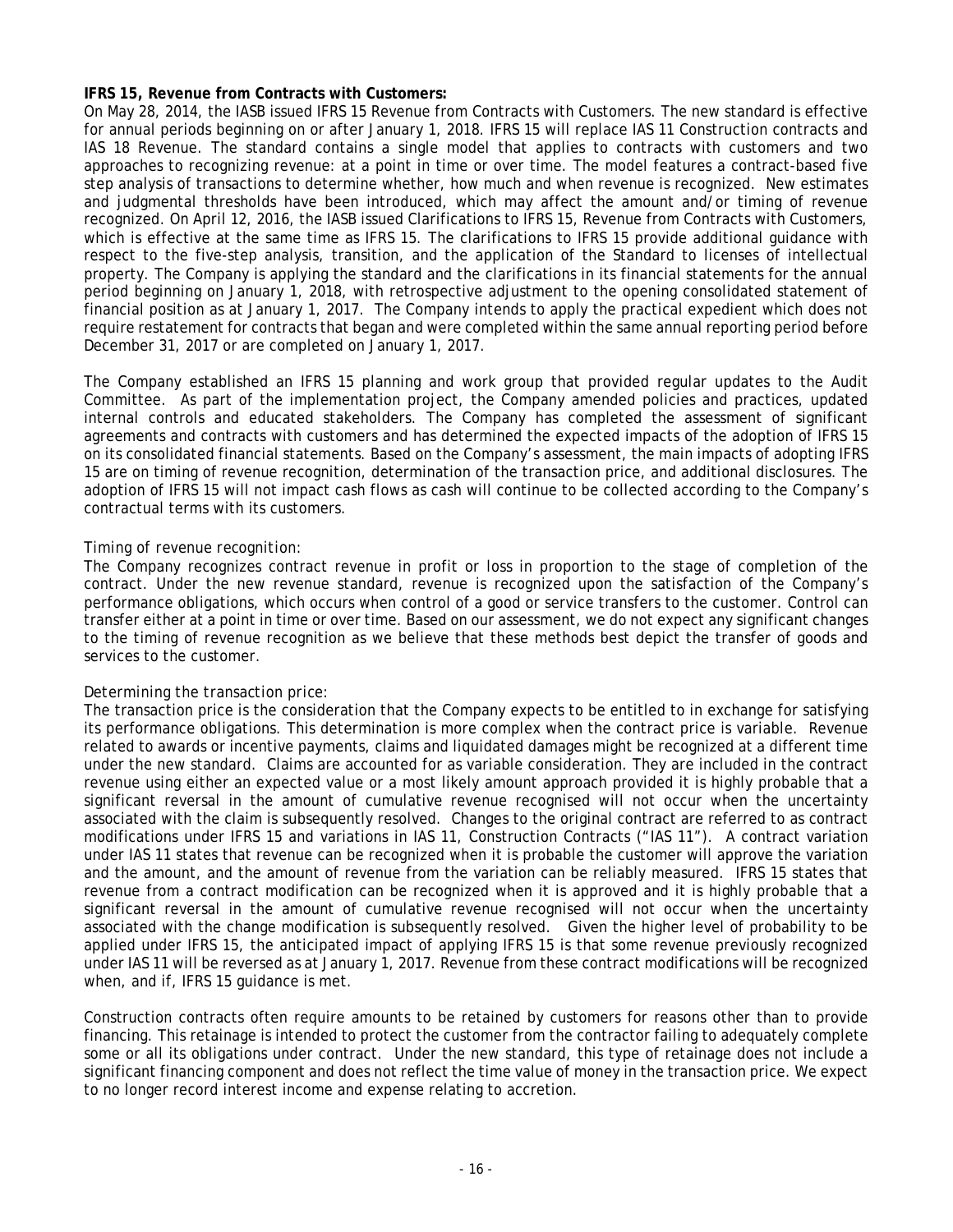**IFRS 15, Revenue from Contracts with Customers:**

On May 28, 2014, the IASB issued IFRS 15 Revenue from Contracts with Customers. The new standard is effective for annual periods beginning on or after January 1, 2018. IFRS 15 will replace IAS 11 Construction contracts and IAS 18 Revenue. The standard contains a single model that applies to contracts with customers and two approaches to recognizing revenue: at a point in time or over time. The model features a contract-based five step analysis of transactions to determine whether, how much and when revenue is recognized. New estimates and judgmental thresholds have been introduced, which may affect the amount and/or timing of revenue recognized. On April 12, 2016, the IASB issued Clarifications to IFRS 15, Revenue from Contracts with Customers, which is effective at the same time as IFRS 15. The clarifications to IFRS 15 provide additional guidance with respect to the five-step analysis, transition, and the application of the Standard to licenses of intellectual property. The Company is applying the standard and the clarifications in its financial statements for the annual period beginning on January 1, 2018, with retrospective adjustment to the opening consolidated statement of financial position as at January 1, 2017. The Company intends to apply the practical expedient which does not require restatement for contracts that began and were completed within the same annual reporting period before December 31, 2017 or are completed on January 1, 2017.

The Company established an IFRS 15 planning and work group that provided regular updates to the Audit Committee. As part of the implementation project, the Company amended policies and practices, updated internal controls and educated stakeholders. The Company has completed the assessment of significant agreements and contracts with customers and has determined the expected impacts of the adoption of IFRS 15 on its consolidated financial statements. Based on the Company's assessment, the main impacts of adopting IFRS 15 are on timing of revenue recognition, determination of the transaction price, and additional disclosures. The adoption of IFRS 15 will not impact cash flows as cash will continue to be collected according to the Company's contractual terms with its customers.

*Timing of revenue recognition:*

The Company recognizes contract revenue in profit or loss in proportion to the stage of completion of the contract. Under the new revenue standard, revenue is recognized upon the satisfaction of the Company's performance obligations, which occurs when control of a good or service transfers to the customer. Control can transfer either at a point in time or over time. Based on our assessment, we do not expect any significant changes to the timing of revenue recognition as we believe that these methods best depict the transfer of goods and services to the customer.

*Determining the transaction price:*

The transaction price is the consideration that the Company expects to be entitled to in exchange for satisfying its performance obligations. This determination is more complex when the contract price is variable. Revenue related to awards or incentive payments, claims and liquidated damages might be recognized at a different time under the new standard. Claims are accounted for as variable consideration. They are included in the contract revenue using either an expected value or a most likely amount approach provided it is highly probable that a significant reversal in the amount of cumulative revenue recognised will not occur when the uncertainty associated with the claim is subsequently resolved. Changes to the original contract are referred to as contract modifications under IFRS 15 and variations in IAS 11, Construction Contracts ("IAS 11"). A contract variation under IAS 11 states that revenue can be recognized when it is probable the customer will approve the variation and the amount, and the amount of revenue from the variation can be reliably measured. IFRS 15 states that revenue from a contract modification can be recognized when it is approved and it is highly probable that a significant reversal in the amount of cumulative revenue recognised will not occur when the uncertainty associated with the change modification is subsequently resolved. Given the higher level of probability to be applied under IFRS 15, the anticipated impact of applying IFRS 15 is that some revenue previously recognized under IAS 11 will be reversed as at January 1, 2017. Revenue from these contract modifications will be recognized when, and if, IFRS 15 guidance is met.

Construction contracts often require amounts to be retained by customers for reasons other than to provide financing. This retainage is intended to protect the customer from the contractor failing to adequately complete some or all its obligations under contract. Under the new standard, this type of retainage does not include a significant financing component and does not reflect the time value of money in the transaction price. We expect to no longer record interest income and expense relating to accretion.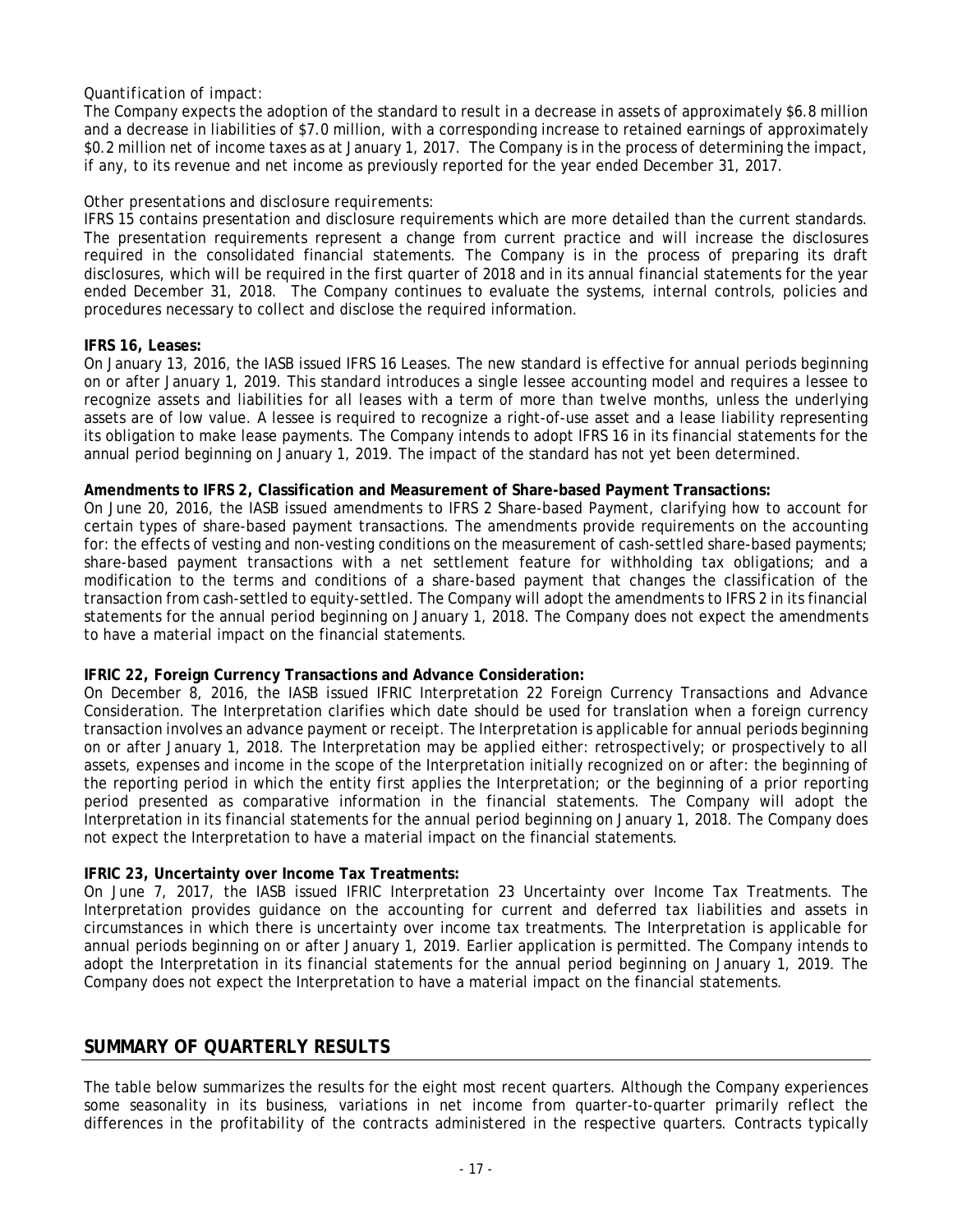*Quantification of impact:*

The Company expects the adoption of the standard to result in a decrease in assets of approximately $6.8 million and a decrease in liabilities of $7.0 million, with a corresponding increase to retained earnings of approximately $0.2 million net of income taxes as at January 1, 2017. The Company is in the process of determining the impact, if any, to its revenue and net income as previously reported for the year ended December 31, 2017.

*Other presentations and disclosure requirements:*

IFRS 15 contains presentation and disclosure requirements which are more detailed than the current standards. The presentation requirements represent a change from current practice and will increase the disclosures required in the consolidated financial statements. The Company is in the process of preparing its draft disclosures, which will be required in the first quarter of 2018 and in its annual financial statements for the year ended December 31, 2018. The Company continues to evaluate the systems, internal controls, policies and procedures necessary to collect and disclose the required information.

**IFRS 16, Leases:**

On January 13, 2016, the IASB issued IFRS 16 Leases. The new standard is effective for annual periods beginning on or after January 1, 2019. This standard introduces a single lessee accounting model and requires a lessee to recognize assets and liabilities for all leases with a term of more than twelve months, unless the underlying assets are of low value. A lessee is required to recognize a right-of-use asset and a lease liability representing its obligation to make lease payments. The Company intends to adopt IFRS 16 in its financial statements for the annual period beginning on January 1, 2019. The impact of the standard has not yet been determined.

**Amendments to IFRS 2, Classification and Measurement of Share-based Payment Transactions:**

On June 20, 2016, the IASB issued amendments to IFRS 2 Share-based Payment, clarifying how to account for certain types of share-based payment transactions. The amendments provide requirements on the accounting for: the effects of vesting and non-vesting conditions on the measurement of cash-settled share-based payments; share-based payment transactions with a net settlement feature for withholding tax obligations; and a modification to the terms and conditions of a share-based payment that changes the classification of the transaction from cash-settled to equity-settled. The Company will adopt the amendments to IFRS 2 in its financial statements for the annual period beginning on January 1, 2018. The Company does not expect the amendments to have a material impact on the financial statements.

**IFRIC 22, Foreign Currency Transactions and Advance Consideration:**

On December 8, 2016, the IASB issued IFRIC Interpretation 22 Foreign Currency Transactions and Advance Consideration. The Interpretation clarifies which date should be used for translation when a foreign currency transaction involves an advance payment or receipt. The Interpretation is applicable for annual periods beginning on or after January 1, 2018. The Interpretation may be applied either: retrospectively; or prospectively to all assets, expenses and income in the scope of the Interpretation initially recognized on or after: the beginning of the reporting period in which the entity first applies the Interpretation; or the beginning of a prior reporting period presented as comparative information in the financial statements. The Company will adopt the Interpretation in its financial statements for the annual period beginning on January 1, 2018. The Company does not expect the Interpretation to have a material impact on the financial statements.

**IFRIC 23, Uncertainty over Income Tax Treatments:**

On June 7, 2017, the IASB issued IFRIC Interpretation 23 Uncertainty over Income Tax Treatments. The Interpretation provides guidance on the accounting for current and deferred tax liabilities and assets in circumstances in which there is uncertainty over income tax treatments. The Interpretation is applicable for annual periods beginning on or after January 1, 2019. Earlier application is permitted. The Company intends to adopt the Interpretation in its financial statements for the annual period beginning on January 1, 2019. The Company does not expect the Interpretation to have a material impact on the financial statements.

## SUMMARY OF QUARTERLY RESULTS

The table below summarizes the results for the eight most recent quarters. Although the Company experiences some seasonality in its business, variations in net income from quarter-to-quarter primarily reflect the differences in the profitability of the contracts administered in the respective quarters. Contracts typically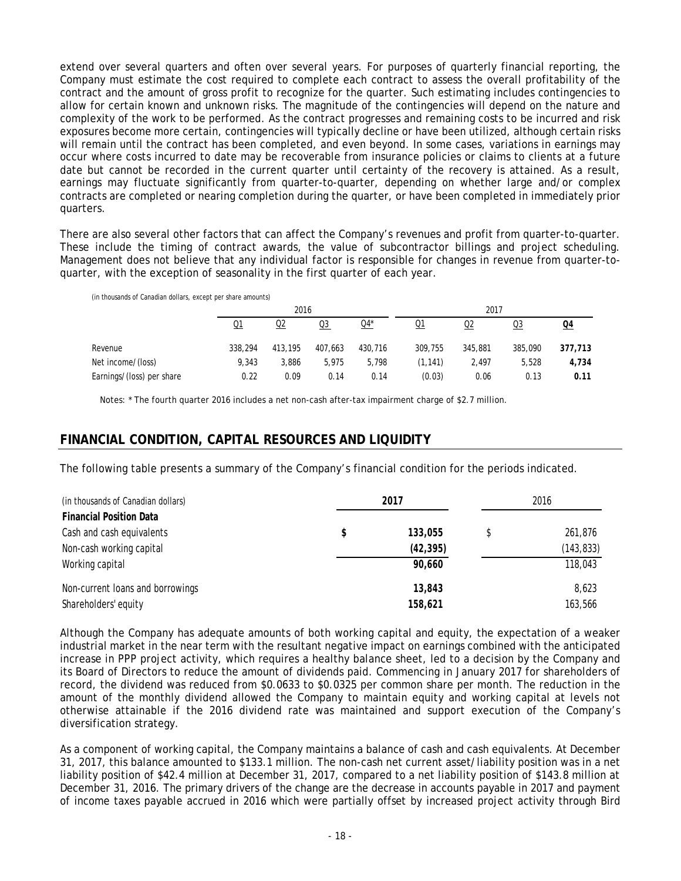extend over several quarters and often over several years. For purposes of quarterly financial reporting, the Company must estimate the cost required to complete each contract to assess the overall profitability of the contract and the amount of gross profit to recognize for the quarter. Such estimating includes contingencies to allow for certain known and unknown risks. The magnitude of the contingencies will depend on the nature and complexity of the work to be performed. As the contract progresses and remaining costs to be incurred and risk exposures become more certain, contingencies will typically decline or have been utilized, although certain risks will remain until the contract has been completed, and even beyond. In some cases, variations in earnings may occur where costs incurred to date may be recoverable from insurance policies or claims to clients at a future date but cannot be recorded in the current quarter until certainty of the recovery is attained. As a result, earnings may fluctuate significantly from quarter-to-quarter, depending on whether large and/or complex contracts are completed or nearing completion during the quarter, or have been completed in immediately prior quarters.

There are also several other factors that can affect the Company's revenues and profit from quarter-to-quarter. These include the timing of contract awards, the value of subcontractor billings and project scheduling. Management does not believe that any individual factor is responsible for changes in revenue from quarter-to-quarter, with the exception of seasonality in the first quarter of each year.

*(in thousands of Canadian dollars, except per share amounts)*

| | 2016 | | | | 2017 | | | |
|---|---|---|---|---|---|---|---|---|
| | Q1 | Q2 | Q3 | Q4* | Q1 | Q2 | Q3 | **Q4** |
| Revenue | 338,294 | 413,195 | 407,663 | 430,716 | 309,755 | 345,881 | 385,090 | **377,713** |
| Net income/(loss) | 9,343 | 3,886 | 5,975 | 5,798 | (1,141) | 2,497 | 5,528 | **4,734** |
| Earnings/(loss) per share | 0.22 | 0.09 | 0.14 | 0.14 | (0.03) | 0.06 | 0.13 | **0.11** |

Notes: * The fourth quarter 2016 includes a net non-cash after-tax impairment charge of $2.7 million.

## FINANCIAL CONDITION, CAPITAL RESOURCES AND LIQUIDITY

The following table presents a summary of the Company's financial condition for the periods indicated.

| (in thousands of Canadian dollars) | **2017** | 2016 |
|---|---|---|
| **Financial Position Data** | | |
| Cash and cash equivalents | **$ 133,055** | $ 261,876 |
| Non-cash working capital | **(42,395)** | (143,833) |
| Working capital | **90,660** | 118,043 |
| Non-current loans and borrowings | **13,843** | 8,623 |
| Shareholders' equity | **158,621** | 163,566 |

Although the Company has adequate amounts of both working capital and equity, the expectation of a weaker industrial market in the near term with the resultant negative impact on earnings combined with the anticipated increase in PPP project activity, which requires a healthy balance sheet, led to a decision by the Company and its Board of Directors to reduce the amount of dividends paid. Commencing in January 2017 for shareholders of record, the dividend was reduced from $0.0633 to $0.0325 per common share per month. The reduction in the amount of the monthly dividend allowed the Company to maintain equity and working capital at levels not otherwise attainable if the 2016 dividend rate was maintained and support execution of the Company's diversification strategy.

As a component of working capital, the Company maintains a balance of cash and cash equivalents. At December 31, 2017, this balance amounted to $133.1 million. The non-cash net current asset/liability position was in a net liability position of $42.4 million at December 31, 2017, compared to a net liability position of $143.8 million at December 31, 2016. The primary drivers of the change are the decrease in accounts payable in 2017 and payment of income taxes payable accrued in 2016 which were partially offset by increased project activity through Bird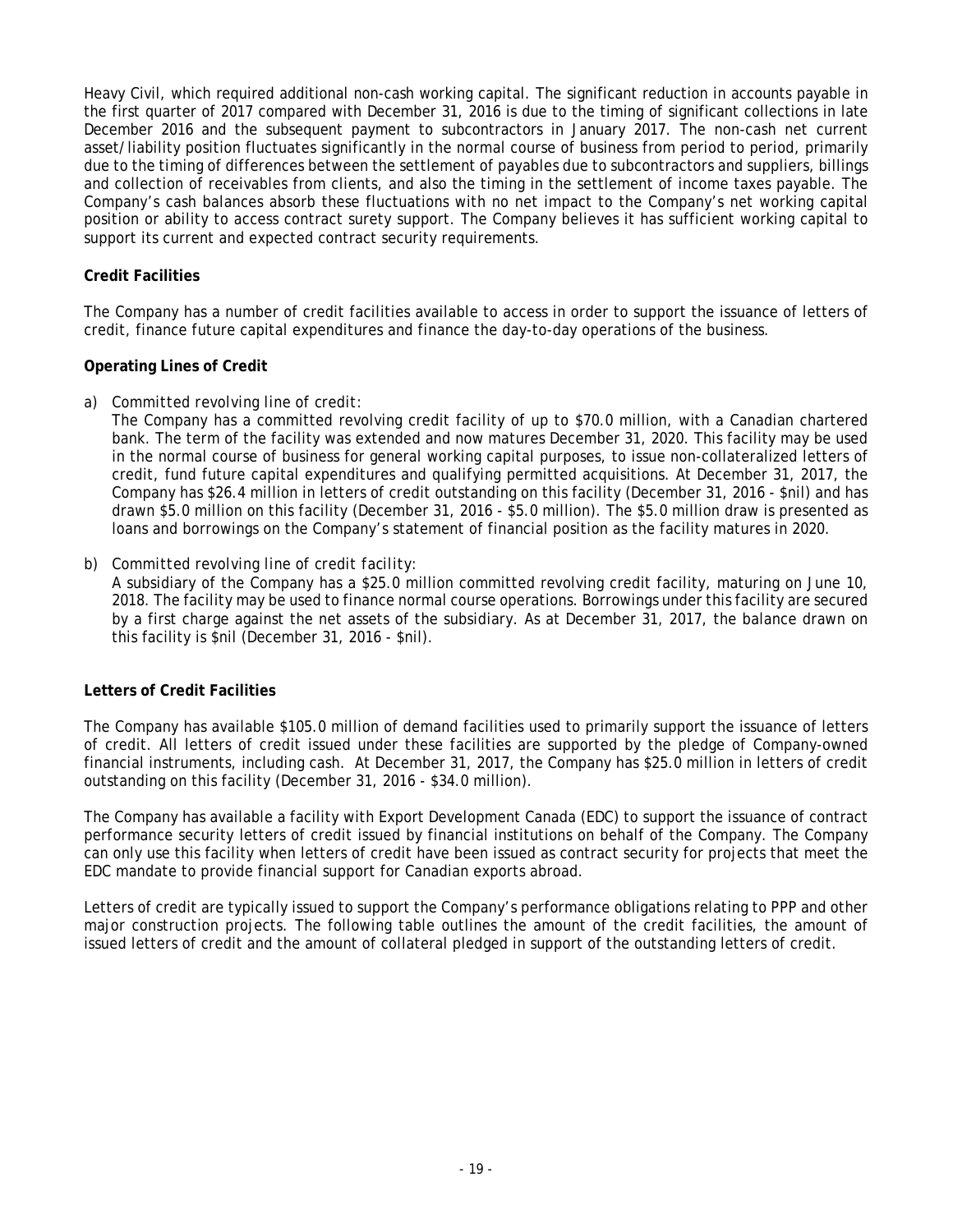Heavy Civil, which required additional non-cash working capital. The significant reduction in accounts payable in the first quarter of 2017 compared with December 31, 2016 is due to the timing of significant collections in late December 2016 and the subsequent payment to subcontractors in January 2017. The non-cash net current asset/liability position fluctuates significantly in the normal course of business from period to period, primarily due to the timing of differences between the settlement of payables due to subcontractors and suppliers, billings and collection of receivables from clients, and also the timing in the settlement of income taxes payable. The Company's cash balances absorb these fluctuations with no net impact to the Company's net working capital position or ability to access contract surety support. The Company believes it has sufficient working capital to support its current and expected contract security requirements.

**Credit Facilities**

The Company has a number of credit facilities available to access in order to support the issuance of letters of credit, finance future capital expenditures and finance the day-to-day operations of the business.

**Operating Lines of Credit**

a) *Committed revolving line of credit:*
   The Company has a committed revolving credit facility of up to $70.0 million, with a Canadian chartered bank. The term of the facility was extended and now matures December 31, 2020. This facility may be used in the normal course of business for general working capital purposes, to issue non-collateralized letters of credit, fund future capital expenditures and qualifying permitted acquisitions. At December 31, 2017, the Company has $26.4 million in letters of credit outstanding on this facility (December 31, 2016 - $nil) and has drawn $5.0 million on this facility (December 31, 2016 - $5.0 million). The $5.0 million draw is presented as loans and borrowings on the Company's statement of financial position as the facility matures in 2020.

b) *Committed revolving line of credit facility:*
   A subsidiary of the Company has a $25.0 million committed revolving credit facility, maturing on June 10, 2018. The facility may be used to finance normal course operations. Borrowings under this facility are secured by a first charge against the net assets of the subsidiary. As at December 31, 2017, the balance drawn on this facility is $nil (December 31, 2016 - $nil).

**Letters of Credit Facilities**

The Company has available $105.0 million of demand facilities used to primarily support the issuance of letters of credit. All letters of credit issued under these facilities are supported by the pledge of Company-owned financial instruments, including cash. At December 31, 2017, the Company has $25.0 million in letters of credit outstanding on this facility (December 31, 2016 - $34.0 million).

The Company has available a facility with Export Development Canada (EDC) to support the issuance of contract performance security letters of credit issued by financial institutions on behalf of the Company. The Company can only use this facility when letters of credit have been issued as contract security for projects that meet the EDC mandate to provide financial support for Canadian exports abroad.

Letters of credit are typically issued to support the Company's performance obligations relating to PPP and other major construction projects. The following table outlines the amount of the credit facilities, the amount of issued letters of credit and the amount of collateral pledged in support of the outstanding letters of credit.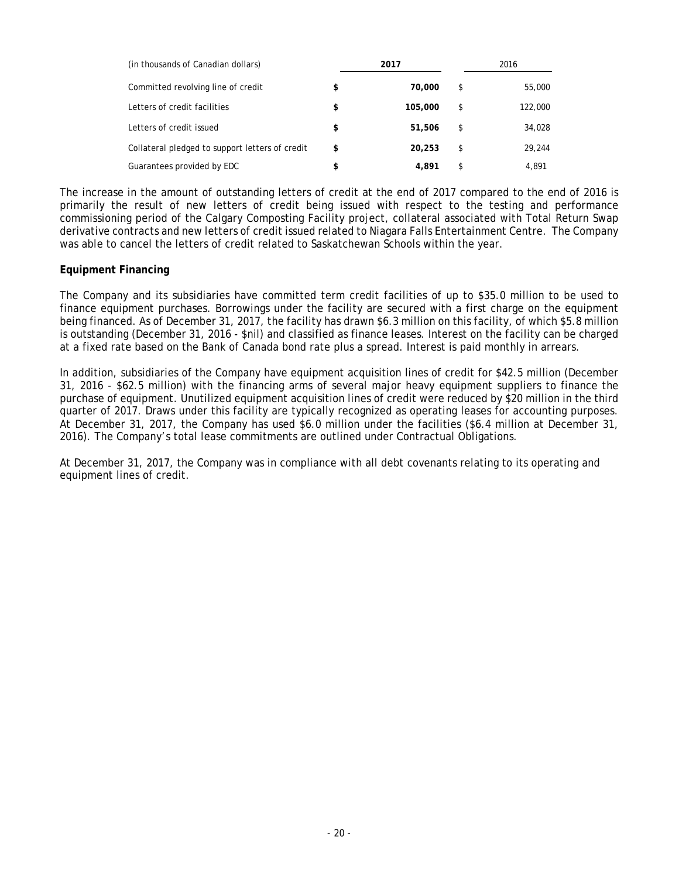| (in thousands of Canadian dollars) | 2017 | 2016 |
|---|---|---|
| Committed revolving line of credit | $ 70,000 | $ 55,000 |
| Letters of credit facilities | $ 105,000 | $ 122,000 |
| Letters of credit issued | $ 51,506 | $ 34,028 |
| Collateral pledged to support letters of credit | $ 20,253 | $ 29,244 |
| Guarantees provided by EDC | $ 4,891 | $ 4,891 |

The increase in the amount of outstanding letters of credit at the end of 2017 compared to the end of 2016 is primarily the result of new letters of credit being issued with respect to the testing and performance commissioning period of the Calgary Composting Facility project, collateral associated with Total Return Swap derivative contracts and new letters of credit issued related to Niagara Falls Entertainment Centre. The Company was able to cancel the letters of credit related to Saskatchewan Schools within the year.

**Equipment Financing**

The Company and its subsidiaries have committed term credit facilities of up to $35.0 million to be used to finance equipment purchases. Borrowings under the facility are secured with a first charge on the equipment being financed. As of December 31, 2017, the facility has drawn $6.3 million on this facility, of which $5.8 million is outstanding (December 31, 2016 - $nil) and classified as finance leases. Interest on the facility can be charged at a fixed rate based on the Bank of Canada bond rate plus a spread. Interest is paid monthly in arrears.

In addition, subsidiaries of the Company have equipment acquisition lines of credit for $42.5 million (December 31, 2016 - $62.5 million) with the financing arms of several major heavy equipment suppliers to finance the purchase of equipment. Unutilized equipment acquisition lines of credit were reduced by $20 million in the third quarter of 2017. Draws under this facility are typically recognized as operating leases for accounting purposes. At December 31, 2017, the Company has used $6.0 million under the facilities ($6.4 million at December 31, 2016). The Company's total lease commitments are outlined under Contractual Obligations.

At December 31, 2017, the Company was in compliance with all debt covenants relating to its operating and equipment lines of credit.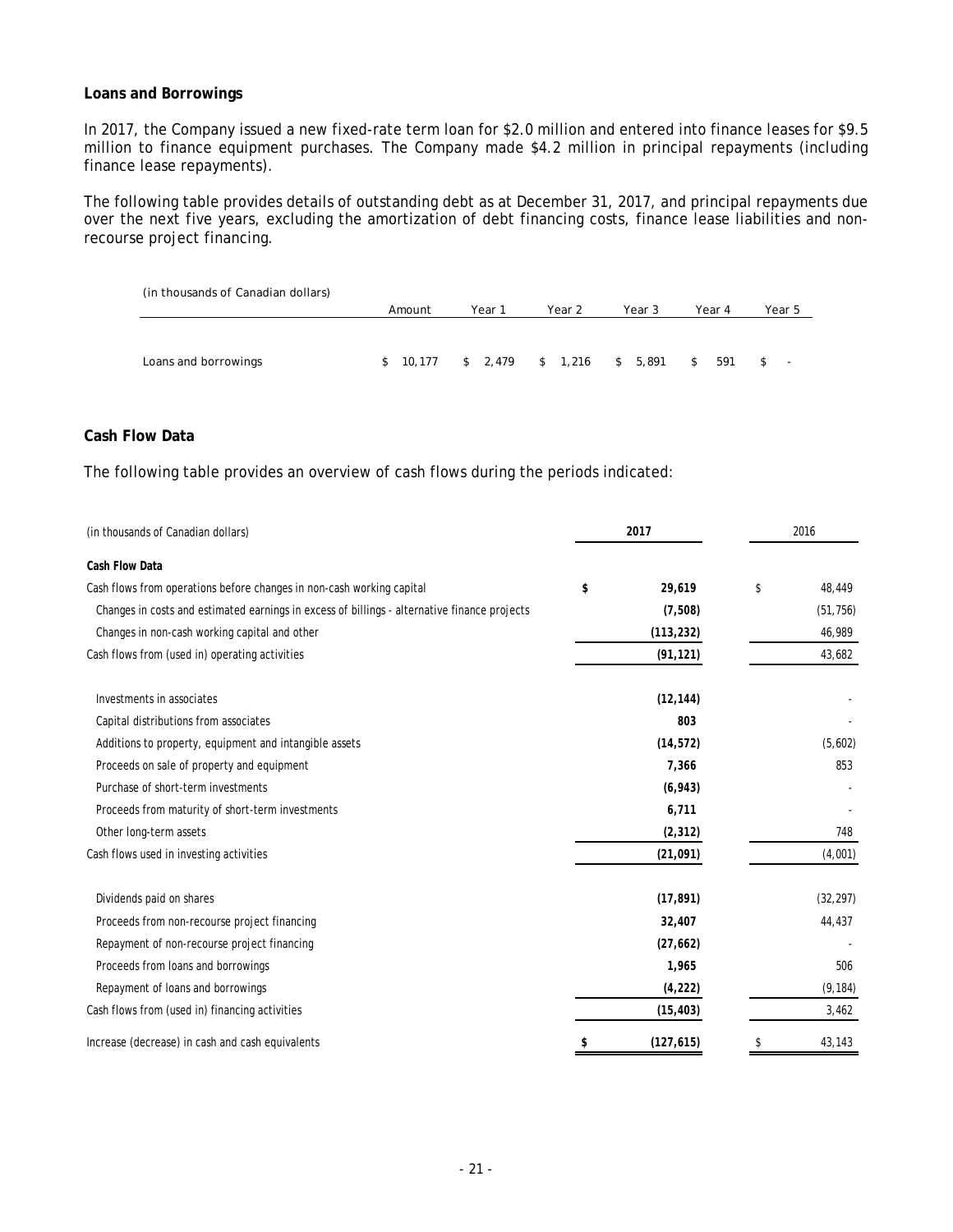**Loans and Borrowings**

In 2017, the Company issued a new fixed-rate term loan for $2.0 million and entered into finance leases for $9.5 million to finance equipment purchases. The Company made $4.2 million in principal repayments (including finance lease repayments).

The following table provides details of outstanding debt as at December 31, 2017, and principal repayments due over the next five years, excluding the amortization of debt financing costs, finance lease liabilities and non-recourse project financing.

| (in thousands of Canadian dollars) | Amount | Year 1 | Year 2 | Year 3 | Year 4 | Year 5 |
|---|---|---|---|---|---|---|
| Loans and borrowings | $ 10,177 | $ 2,479 | $ 1,216 | $ 5,891 | $ 591 | $ - |

**Cash Flow Data**

The following table provides an overview of cash flows during the periods indicated:

| (in thousands of Canadian dollars) | 2017 | 2016 |
|---|---|---|
| **Cash Flow Data** | | |
| Cash flows from operations before changes in non-cash working capital | **$ 29,619** | $ 48,449 |
| Changes in costs and estimated earnings in excess of billings - alternative finance projects | **(7,508)** | (51,756) |
| Changes in non-cash working capital and other | **(113,232)** | 46,989 |
| Cash flows from (used in) operating activities | **(91,121)** | 43,682 |
| Investments in associates | **(12,144)** | - |
| Capital distributions from associates | **803** | - |
| Additions to property, equipment and intangible assets | **(14,572)** | (5,602) |
| Proceeds on sale of property and equipment | **7,366** | 853 |
| Purchase of short-term investments | **(6,943)** | - |
| Proceeds from maturity of short-term investments | **6,711** | - |
| Other long-term assets | **(2,312)** | 748 |
| Cash flows used in investing activities | **(21,091)** | (4,001) |
| Dividends paid on shares | **(17,891)** | (32,297) |
| Proceeds from non-recourse project financing | **32,407** | 44,437 |
| Repayment of non-recourse project financing | **(27,662)** | - |
| Proceeds from loans and borrowings | **1,965** | 506 |
| Repayment of loans and borrowings | **(4,222)** | (9,184) |
| Cash flows from (used in) financing activities | **(15,403)** | 3,462 |
| Increase (decrease) in cash and cash equivalents | **$ (127,615)** | $ 43,143 |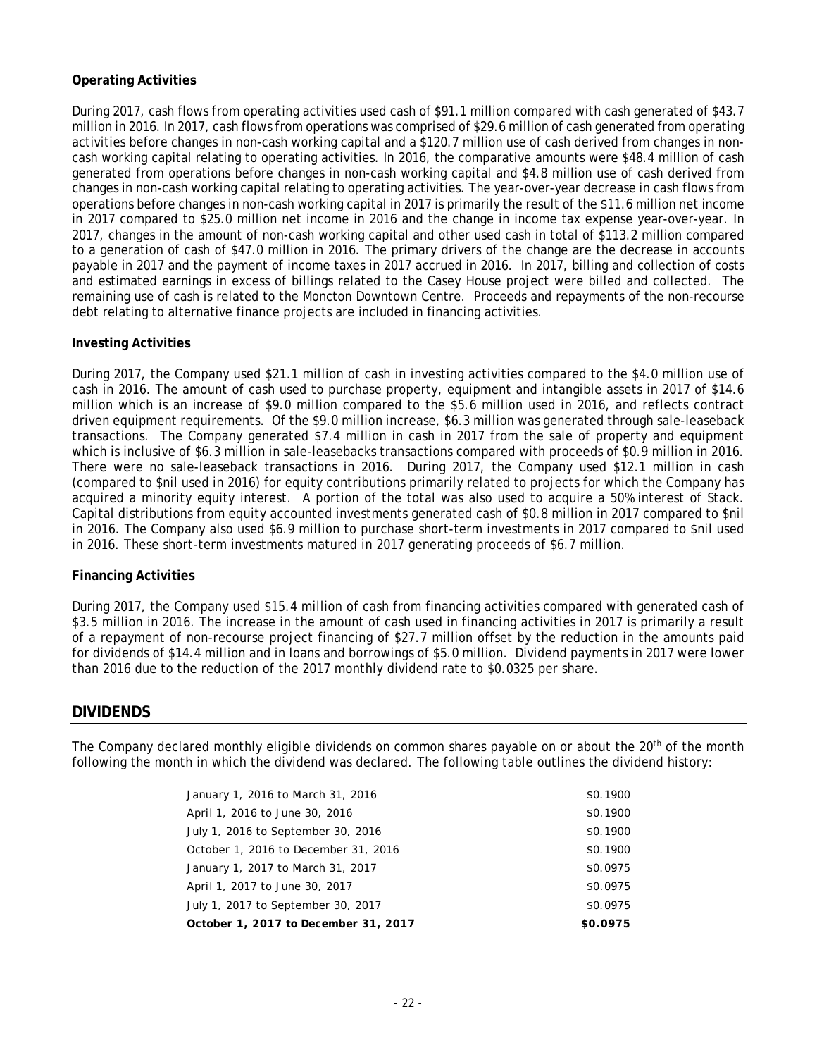### Operating Activities

During 2017, cash flows from operating activities used cash of $91.1 million compared with cash generated of $43.7 million in 2016. In 2017, cash flows from operations was comprised of $29.6 million of cash generated from operating activities before changes in non-cash working capital and a $120.7 million use of cash derived from changes in non-cash working capital relating to operating activities. In 2016, the comparative amounts were $48.4 million of cash generated from operations before changes in non-cash working capital and $4.8 million use of cash derived from changes in non-cash working capital relating to operating activities. The year-over-year decrease in cash flows from operations before changes in non-cash working capital in 2017 is primarily the result of the $11.6 million net income in 2017 compared to $25.0 million net income in 2016 and the change in income tax expense year-over-year. In 2017, changes in the amount of non-cash working capital and other used cash in total of $113.2 million compared to a generation of cash of $47.0 million in 2016. The primary drivers of the change are the decrease in accounts payable in 2017 and the payment of income taxes in 2017 accrued in 2016. In 2017, billing and collection of costs and estimated earnings in excess of billings related to the Casey House project were billed and collected. The remaining use of cash is related to the Moncton Downtown Centre. Proceeds and repayments of the non-recourse debt relating to alternative finance projects are included in financing activities.

### Investing Activities

During 2017, the Company used $21.1 million of cash in investing activities compared to the $4.0 million use of cash in 2016. The amount of cash used to purchase property, equipment and intangible assets in 2017 of $14.6 million which is an increase of $9.0 million compared to the $5.6 million used in 2016, and reflects contract driven equipment requirements. Of the $9.0 million increase, $6.3 million was generated through sale-leaseback transactions. The Company generated $7.4 million in cash in 2017 from the sale of property and equipment which is inclusive of $6.3 million in sale-leasebacks transactions compared with proceeds of $0.9 million in 2016. There were no sale-leaseback transactions in 2016. During 2017, the Company used $12.1 million in cash (compared to $nil used in 2016) for equity contributions primarily related to projects for which the Company has acquired a minority equity interest. A portion of the total was also used to acquire a 50% interest of Stack. Capital distributions from equity accounted investments generated cash of $0.8 million in 2017 compared to $nil in 2016. The Company also used $6.9 million to purchase short-term investments in 2017 compared to $nil used in 2016. These short-term investments matured in 2017 generating proceeds of $6.7 million.

### Financing Activities

During 2017, the Company used $15.4 million of cash from financing activities compared with generated cash of $3.5 million in 2016. The increase in the amount of cash used in financing activities in 2017 is primarily a result of a repayment of non-recourse project financing of $27.7 million offset by the reduction in the amounts paid for dividends of $14.4 million and in loans and borrowings of $5.0 million. Dividend payments in 2017 were lower than 2016 due to the reduction of the 2017 monthly dividend rate to $0.0325 per share.

## DIVIDENDS

The Company declared monthly eligible dividends on common shares payable on or about the 20th of the month following the month in which the dividend was declared. The following table outlines the dividend history:

| | |
|---|---|
| January 1, 2016 to March 31, 2016 | $0.1900 |
| April 1, 2016 to June 30, 2016 | $0.1900 |
| July 1, 2016 to September 30, 2016 | $0.1900 |
| October 1, 2016 to December 31, 2016 | $0.1900 |
| January 1, 2017 to March 31, 2017 | $0.0975 |
| April 1, 2017 to June 30, 2017 | $0.0975 |
| July 1, 2017 to September 30, 2017 | $0.0975 |
| **October 1, 2017 to December 31, 2017** | **$0.0975** |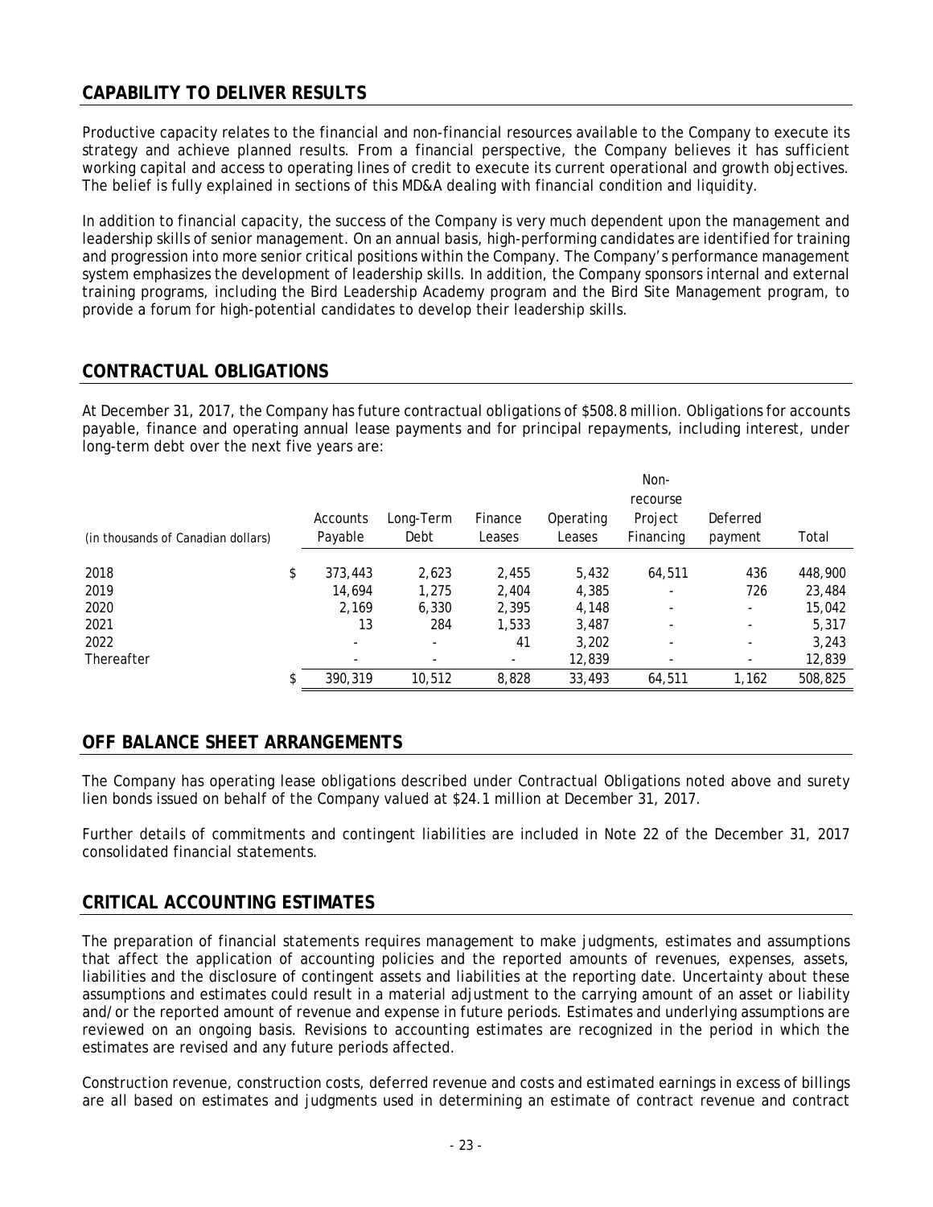## CAPABILITY TO DELIVER RESULTS

Productive capacity relates to the financial and non-financial resources available to the Company to execute its strategy and achieve planned results. From a financial perspective, the Company believes it has sufficient working capital and access to operating lines of credit to execute its current operational and growth objectives. The belief is fully explained in sections of this MD&A dealing with financial condition and liquidity.

In addition to financial capacity, the success of the Company is very much dependent upon the management and leadership skills of senior management. On an annual basis, high-performing candidates are identified for training and progression into more senior critical positions within the Company. The Company's performance management system emphasizes the development of leadership skills. In addition, the Company sponsors internal and external training programs, including the Bird Leadership Academy program and the Bird Site Management program, to provide a forum for high-potential candidates to develop their leadership skills.

## CONTRACTUAL OBLIGATIONS

At December 31, 2017, the Company has future contractual obligations of $508.8 million. Obligations for accounts payable, finance and operating annual lease payments and for principal repayments, including interest, under long-term debt over the next five years are:

| (in thousands of Canadian dollars) | | Accounts Payable | Long-Term Debt | Finance Leases | Operating Leases | Non-recourse Project Financing | Deferred payment | Total |
|---|---|---|---|---|---|---|---|---|
| 2018 | $ | 373,443 | 2,623 | 2,455 | 5,432 | 64,511 | 436 | 448,900 |
| 2019 | | 14,694 | 1,275 | 2,404 | 4,385 | - | 726 | 23,484 |
| 2020 | | 2,169 | 6,330 | 2,395 | 4,148 | - | - | 15,042 |
| 2021 | | 13 | 284 | 1,533 | 3,487 | - | - | 5,317 |
| 2022 | | - | - | 41 | 3,202 | - | - | 3,243 |
| Thereafter | | - | - | - | 12,839 | - | - | 12,839 |
| | $ | 390,319 | 10,512 | 8,828 | 33,493 | 64,511 | 1,162 | 508,825 |

## OFF BALANCE SHEET ARRANGEMENTS

The Company has operating lease obligations described under Contractual Obligations noted above and surety lien bonds issued on behalf of the Company valued at $24.1 million at December 31, 2017.

Further details of commitments and contingent liabilities are included in Note 22 of the December 31, 2017 consolidated financial statements.

## CRITICAL ACCOUNTING ESTIMATES

The preparation of financial statements requires management to make judgments, estimates and assumptions that affect the application of accounting policies and the reported amounts of revenues, expenses, assets, liabilities and the disclosure of contingent assets and liabilities at the reporting date. Uncertainty about these assumptions and estimates could result in a material adjustment to the carrying amount of an asset or liability and/or the reported amount of revenue and expense in future periods. Estimates and underlying assumptions are reviewed on an ongoing basis. Revisions to accounting estimates are recognized in the period in which the estimates are revised and any future periods affected.

Construction revenue, construction costs, deferred revenue and costs and estimated earnings in excess of billings are all based on estimates and judgments used in determining an estimate of contract revenue and contract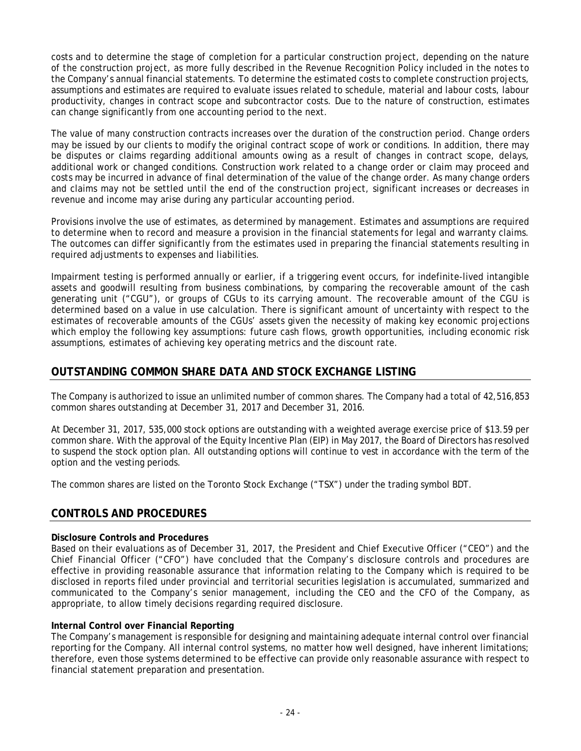costs and to determine the stage of completion for a particular construction project, depending on the nature of the construction project, as more fully described in the Revenue Recognition Policy included in the notes to the Company's annual financial statements. To determine the estimated costs to complete construction projects, assumptions and estimates are required to evaluate issues related to schedule, material and labour costs, labour productivity, changes in contract scope and subcontractor costs. Due to the nature of construction, estimates can change significantly from one accounting period to the next.

The value of many construction contracts increases over the duration of the construction period. Change orders may be issued by our clients to modify the original contract scope of work or conditions. In addition, there may be disputes or claims regarding additional amounts owing as a result of changes in contract scope, delays, additional work or changed conditions. Construction work related to a change order or claim may proceed and costs may be incurred in advance of final determination of the value of the change order. As many change orders and claims may not be settled until the end of the construction project, significant increases or decreases in revenue and income may arise during any particular accounting period.

Provisions involve the use of estimates, as determined by management. Estimates and assumptions are required to determine when to record and measure a provision in the financial statements for legal and warranty claims. The outcomes can differ significantly from the estimates used in preparing the financial statements resulting in required adjustments to expenses and liabilities.

Impairment testing is performed annually or earlier, if a triggering event occurs, for indefinite-lived intangible assets and goodwill resulting from business combinations, by comparing the recoverable amount of the cash generating unit ("CGU"), or groups of CGUs to its carrying amount. The recoverable amount of the CGU is determined based on a value in use calculation. There is significant amount of uncertainty with respect to the estimates of recoverable amounts of the CGUs' assets given the necessity of making key economic projections which employ the following key assumptions: future cash flows, growth opportunities, including economic risk assumptions, estimates of achieving key operating metrics and the discount rate.

## OUTSTANDING COMMON SHARE DATA AND STOCK EXCHANGE LISTING

The Company is authorized to issue an unlimited number of common shares. The Company had a total of 42,516,853 common shares outstanding at December 31, 2017 and December 31, 2016.

At December 31, 2017, 535,000 stock options are outstanding with a weighted average exercise price of $13.59 per common share. With the approval of the Equity Incentive Plan (EIP) in May 2017, the Board of Directors has resolved to suspend the stock option plan. All outstanding options will continue to vest in accordance with the term of the option and the vesting periods.

The common shares are listed on the Toronto Stock Exchange ("TSX") under the trading symbol BDT.

## CONTROLS AND PROCEDURES

**Disclosure Controls and Procedures**
Based on their evaluations as of December 31, 2017, the President and Chief Executive Officer ("CEO") and the Chief Financial Officer ("CFO") have concluded that the Company's disclosure controls and procedures are effective in providing reasonable assurance that information relating to the Company which is required to be disclosed in reports filed under provincial and territorial securities legislation is accumulated, summarized and communicated to the Company's senior management, including the CEO and the CFO of the Company, as appropriate, to allow timely decisions regarding required disclosure.

**Internal Control over Financial Reporting**
The Company's management is responsible for designing and maintaining adequate internal control over financial reporting for the Company. All internal control systems, no matter how well designed, have inherent limitations; therefore, even those systems determined to be effective can provide only reasonable assurance with respect to financial statement preparation and presentation.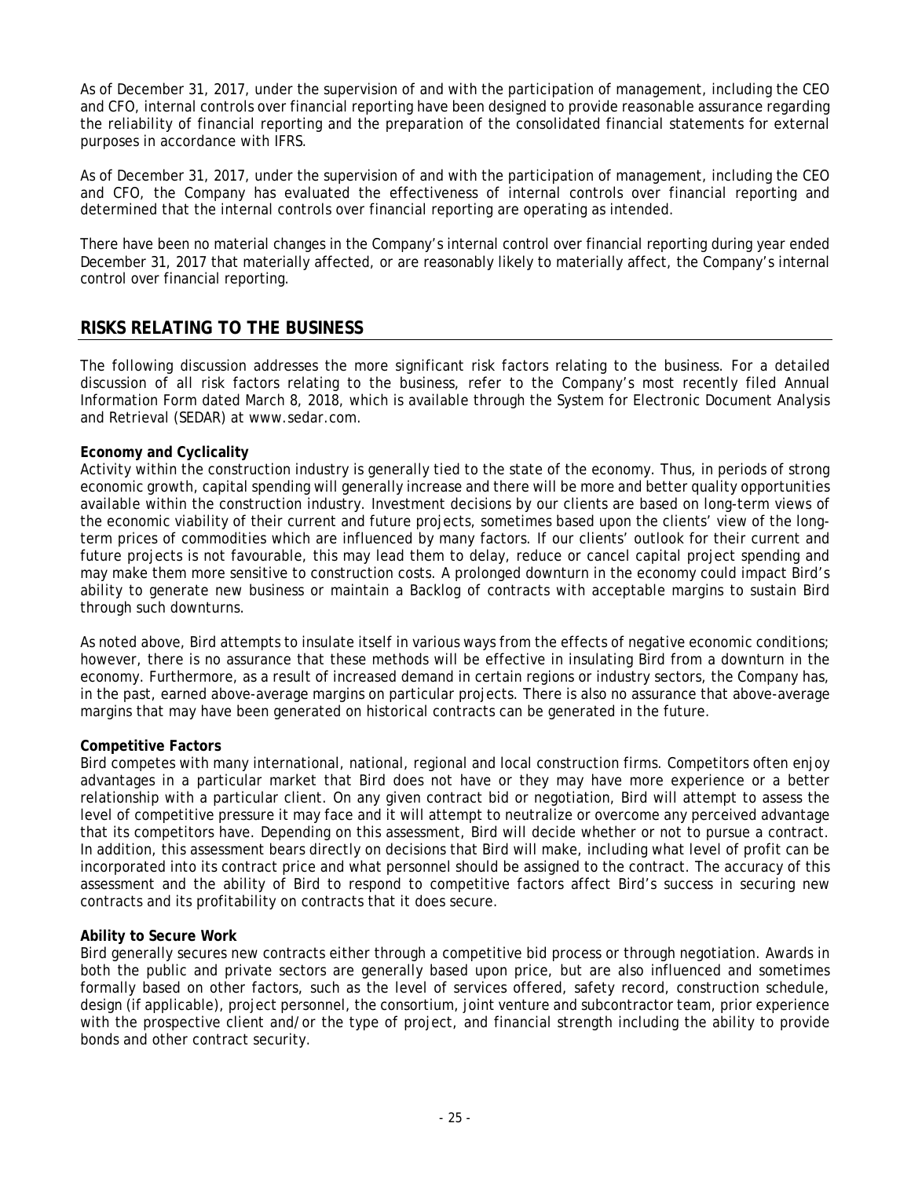As of December 31, 2017, under the supervision of and with the participation of management, including the CEO and CFO, internal controls over financial reporting have been designed to provide reasonable assurance regarding the reliability of financial reporting and the preparation of the consolidated financial statements for external purposes in accordance with IFRS.

As of December 31, 2017, under the supervision of and with the participation of management, including the CEO and CFO, the Company has evaluated the effectiveness of internal controls over financial reporting and determined that the internal controls over financial reporting are operating as intended.

There have been no material changes in the Company's internal control over financial reporting during year ended December 31, 2017 that materially affected, or are reasonably likely to materially affect, the Company's internal control over financial reporting.

## RISKS RELATING TO THE BUSINESS

The following discussion addresses the more significant risk factors relating to the business. For a detailed discussion of all risk factors relating to the business, refer to the Company's most recently filed Annual Information Form dated March 8, 2018, which is available through the System for Electronic Document Analysis and Retrieval (SEDAR) at www.sedar.com.

**Economy and Cyclicality**

Activity within the construction industry is generally tied to the state of the economy. Thus, in periods of strong economic growth, capital spending will generally increase and there will be more and better quality opportunities available within the construction industry. Investment decisions by our clients are based on long-term views of the economic viability of their current and future projects, sometimes based upon the clients' view of the long-term prices of commodities which are influenced by many factors. If our clients' outlook for their current and future projects is not favourable, this may lead them to delay, reduce or cancel capital project spending and may make them more sensitive to construction costs. A prolonged downturn in the economy could impact Bird's ability to generate new business or maintain a Backlog of contracts with acceptable margins to sustain Bird through such downturns.

As noted above, Bird attempts to insulate itself in various ways from the effects of negative economic conditions; however, there is no assurance that these methods will be effective in insulating Bird from a downturn in the economy. Furthermore, as a result of increased demand in certain regions or industry sectors, the Company has, in the past, earned above-average margins on particular projects. There is also no assurance that above-average margins that may have been generated on historical contracts can be generated in the future.

**Competitive Factors**

Bird competes with many international, national, regional and local construction firms. Competitors often enjoy advantages in a particular market that Bird does not have or they may have more experience or a better relationship with a particular client. On any given contract bid or negotiation, Bird will attempt to assess the level of competitive pressure it may face and it will attempt to neutralize or overcome any perceived advantage that its competitors have. Depending on this assessment, Bird will decide whether or not to pursue a contract. In addition, this assessment bears directly on decisions that Bird will make, including what level of profit can be incorporated into its contract price and what personnel should be assigned to the contract. The accuracy of this assessment and the ability of Bird to respond to competitive factors affect Bird's success in securing new contracts and its profitability on contracts that it does secure.

**Ability to Secure Work**

Bird generally secures new contracts either through a competitive bid process or through negotiation. Awards in both the public and private sectors are generally based upon price, but are also influenced and sometimes formally based on other factors, such as the level of services offered, safety record, construction schedule, design (if applicable), project personnel, the consortium, joint venture and subcontractor team, prior experience with the prospective client and/or the type of project, and financial strength including the ability to provide bonds and other contract security.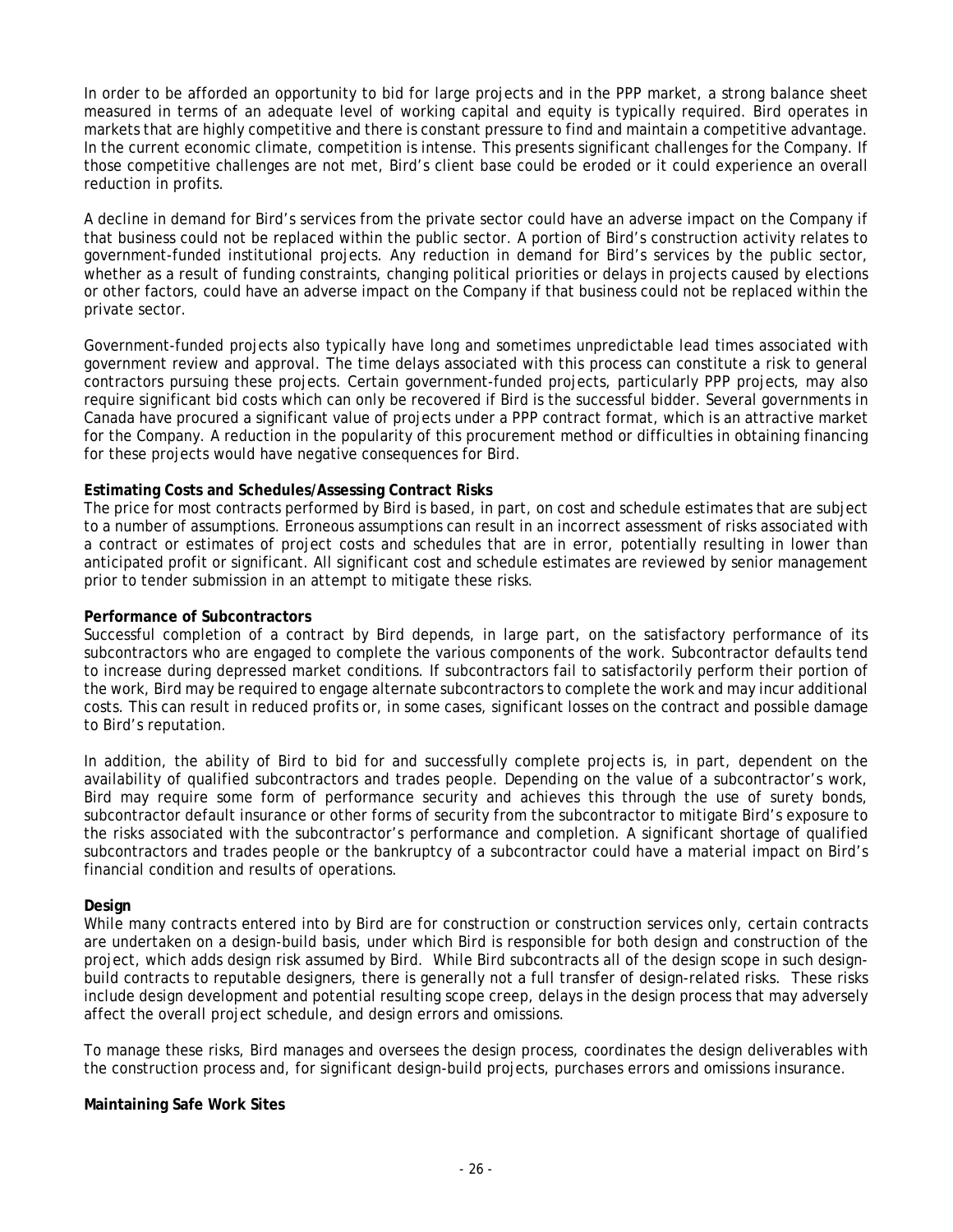In order to be afforded an opportunity to bid for large projects and in the PPP market, a strong balance sheet measured in terms of an adequate level of working capital and equity is typically required. Bird operates in markets that are highly competitive and there is constant pressure to find and maintain a competitive advantage. In the current economic climate, competition is intense. This presents significant challenges for the Company. If those competitive challenges are not met, Bird's client base could be eroded or it could experience an overall reduction in profits.

A decline in demand for Bird's services from the private sector could have an adverse impact on the Company if that business could not be replaced within the public sector. A portion of Bird's construction activity relates to government-funded institutional projects. Any reduction in demand for Bird's services by the public sector, whether as a result of funding constraints, changing political priorities or delays in projects caused by elections or other factors, could have an adverse impact on the Company if that business could not be replaced within the private sector.

Government-funded projects also typically have long and sometimes unpredictable lead times associated with government review and approval. The time delays associated with this process can constitute a risk to general contractors pursuing these projects. Certain government-funded projects, particularly PPP projects, may also require significant bid costs which can only be recovered if Bird is the successful bidder. Several governments in Canada have procured a significant value of projects under a PPP contract format, which is an attractive market for the Company. A reduction in the popularity of this procurement method or difficulties in obtaining financing for these projects would have negative consequences for Bird.

**Estimating Costs and Schedules/Assessing Contract Risks**

The price for most contracts performed by Bird is based, in part, on cost and schedule estimates that are subject to a number of assumptions. Erroneous assumptions can result in an incorrect assessment of risks associated with a contract or estimates of project costs and schedules that are in error, potentially resulting in lower than anticipated profit or significant. All significant cost and schedule estimates are reviewed by senior management prior to tender submission in an attempt to mitigate these risks.

**Performance of Subcontractors**

Successful completion of a contract by Bird depends, in large part, on the satisfactory performance of its subcontractors who are engaged to complete the various components of the work. Subcontractor defaults tend to increase during depressed market conditions. If subcontractors fail to satisfactorily perform their portion of the work, Bird may be required to engage alternate subcontractors to complete the work and may incur additional costs. This can result in reduced profits or, in some cases, significant losses on the contract and possible damage to Bird's reputation.

In addition, the ability of Bird to bid for and successfully complete projects is, in part, dependent on the availability of qualified subcontractors and trades people. Depending on the value of a subcontractor's work, Bird may require some form of performance security and achieves this through the use of surety bonds, subcontractor default insurance or other forms of security from the subcontractor to mitigate Bird's exposure to the risks associated with the subcontractor's performance and completion. A significant shortage of qualified subcontractors and trades people or the bankruptcy of a subcontractor could have a material impact on Bird's financial condition and results of operations.

**Design**

While many contracts entered into by Bird are for construction or construction services only, certain contracts are undertaken on a design-build basis, under which Bird is responsible for both design and construction of the project, which adds design risk assumed by Bird. While Bird subcontracts all of the design scope in such design-build contracts to reputable designers, there is generally not a full transfer of design-related risks. These risks include design development and potential resulting scope creep, delays in the design process that may adversely affect the overall project schedule, and design errors and omissions.

To manage these risks, Bird manages and oversees the design process, coordinates the design deliverables with the construction process and, for significant design-build projects, purchases errors and omissions insurance.

**Maintaining Safe Work Sites**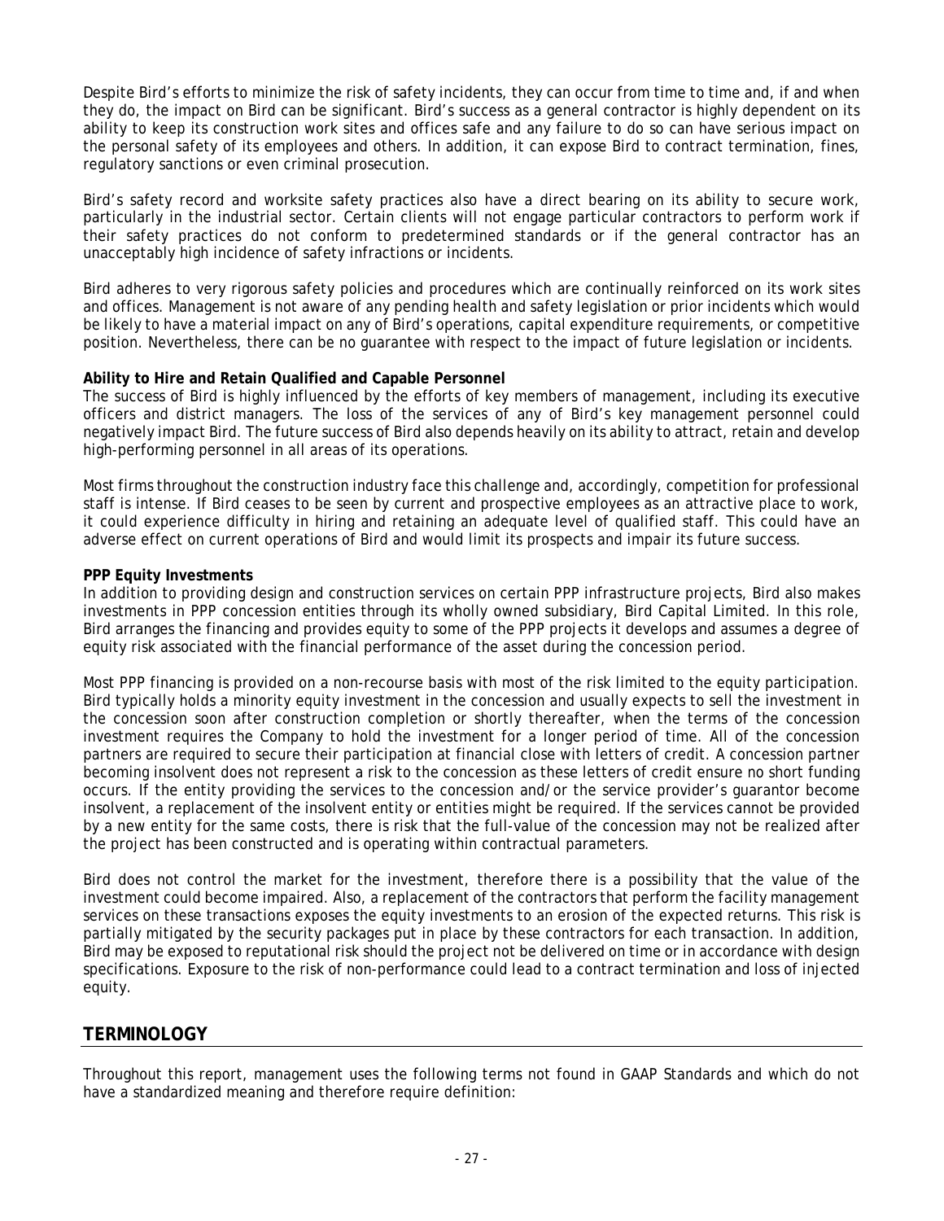Despite Bird's efforts to minimize the risk of safety incidents, they can occur from time to time and, if and when they do, the impact on Bird can be significant. Bird's success as a general contractor is highly dependent on its ability to keep its construction work sites and offices safe and any failure to do so can have serious impact on the personal safety of its employees and others. In addition, it can expose Bird to contract termination, fines, regulatory sanctions or even criminal prosecution.

Bird's safety record and worksite safety practices also have a direct bearing on its ability to secure work, particularly in the industrial sector. Certain clients will not engage particular contractors to perform work if their safety practices do not conform to predetermined standards or if the general contractor has an unacceptably high incidence of safety infractions or incidents.

Bird adheres to very rigorous safety policies and procedures which are continually reinforced on its work sites and offices. Management is not aware of any pending health and safety legislation or prior incidents which would be likely to have a material impact on any of Bird's operations, capital expenditure requirements, or competitive position. Nevertheless, there can be no guarantee with respect to the impact of future legislation or incidents.

**Ability to Hire and Retain Qualified and Capable Personnel**

The success of Bird is highly influenced by the efforts of key members of management, including its executive officers and district managers. The loss of the services of any of Bird's key management personnel could negatively impact Bird. The future success of Bird also depends heavily on its ability to attract, retain and develop high-performing personnel in all areas of its operations.

Most firms throughout the construction industry face this challenge and, accordingly, competition for professional staff is intense. If Bird ceases to be seen by current and prospective employees as an attractive place to work, it could experience difficulty in hiring and retaining an adequate level of qualified staff. This could have an adverse effect on current operations of Bird and would limit its prospects and impair its future success.

**PPP Equity Investments**

In addition to providing design and construction services on certain PPP infrastructure projects, Bird also makes investments in PPP concession entities through its wholly owned subsidiary, Bird Capital Limited. In this role, Bird arranges the financing and provides equity to some of the PPP projects it develops and assumes a degree of equity risk associated with the financial performance of the asset during the concession period.

Most PPP financing is provided on a non-recourse basis with most of the risk limited to the equity participation. Bird typically holds a minority equity investment in the concession and usually expects to sell the investment in the concession soon after construction completion or shortly thereafter, when the terms of the concession investment requires the Company to hold the investment for a longer period of time. All of the concession partners are required to secure their participation at financial close with letters of credit. A concession partner becoming insolvent does not represent a risk to the concession as these letters of credit ensure no short funding occurs. If the entity providing the services to the concession and/or the service provider's guarantor become insolvent, a replacement of the insolvent entity or entities might be required. If the services cannot be provided by a new entity for the same costs, there is risk that the full-value of the concession may not be realized after the project has been constructed and is operating within contractual parameters.

Bird does not control the market for the investment, therefore there is a possibility that the value of the investment could become impaired. Also, a replacement of the contractors that perform the facility management services on these transactions exposes the equity investments to an erosion of the expected returns. This risk is partially mitigated by the security packages put in place by these contractors for each transaction. In addition, Bird may be exposed to reputational risk should the project not be delivered on time or in accordance with design specifications. Exposure to the risk of non-performance could lead to a contract termination and loss of injected equity.

## TERMINOLOGY

Throughout this report, management uses the following terms not found in GAAP Standards and which do not have a standardized meaning and therefore require definition: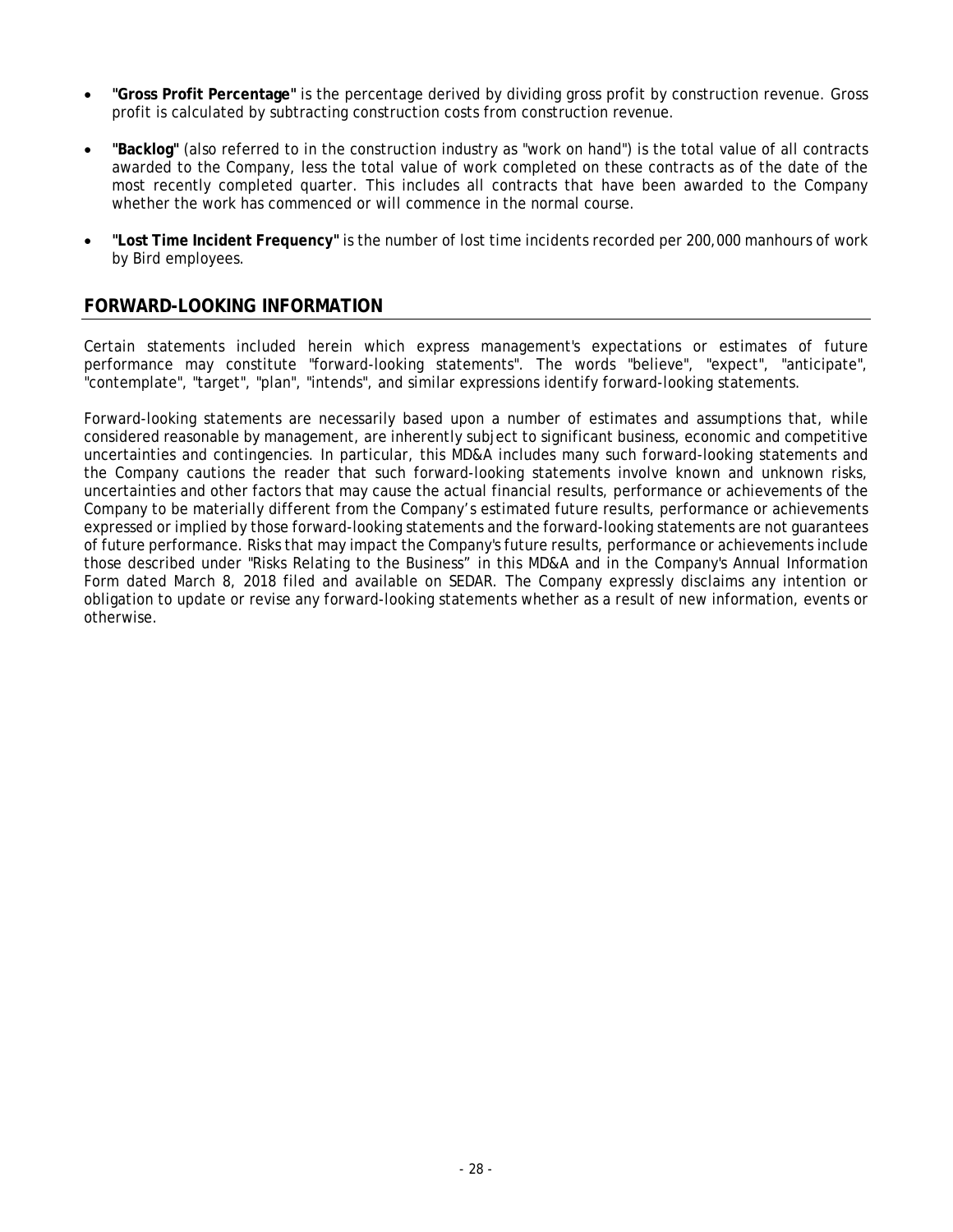- **"Gross Profit Percentage"** is the percentage derived by dividing gross profit by construction revenue. Gross profit is calculated by subtracting construction costs from construction revenue.

- **"Backlog"** (also referred to in the construction industry as "work on hand") is the total value of all contracts awarded to the Company, less the total value of work completed on these contracts as of the date of the most recently completed quarter. This includes all contracts that have been awarded to the Company whether the work has commenced or will commence in the normal course.

- **"Lost Time Incident Frequency"** is the number of lost time incidents recorded per 200,000 manhours of work by Bird employees.

## FORWARD-LOOKING INFORMATION

Certain statements included herein which express management's expectations or estimates of future performance may constitute "forward-looking statements". The words "believe", "expect", "anticipate", "contemplate", "target", "plan", "intends", and similar expressions identify forward-looking statements.

Forward-looking statements are necessarily based upon a number of estimates and assumptions that, while considered reasonable by management, are inherently subject to significant business, economic and competitive uncertainties and contingencies. In particular, this MD&A includes many such forward-looking statements and the Company cautions the reader that such forward-looking statements involve known and unknown risks, uncertainties and other factors that may cause the actual financial results, performance or achievements of the Company to be materially different from the Company's estimated future results, performance or achievements expressed or implied by those forward-looking statements and the forward-looking statements are not guarantees of future performance. Risks that may impact the Company's future results, performance or achievements include those described under "Risks Relating to the Business" in this MD&A and in the Company's Annual Information Form dated March 8, 2018 filed and available on SEDAR. The Company expressly disclaims any intention or obligation to update or revise any forward-looking statements whether as a result of new information, events or otherwise.